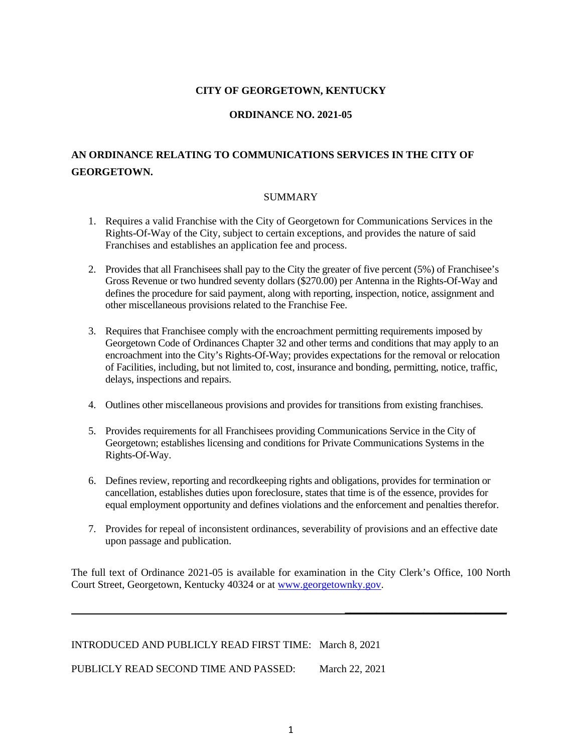**CITY OF GEORGETOWN, KENTUCKY**

**ORDINANCE NO. 2021-05**

# AN ORDINANCE RELATING TO COMMUNICATIONS SERVICES IN THE CITY OF GEORGETOWN.

SUMMARY

1. Requires a valid Franchise with the City of Georgetown for Communications Services in the Rights-Of-Way of the City, subject to certain exceptions, and provides the nature of said Franchises and establishes an application fee and process.

2. Provides that all Franchisees shall pay to the City the greater of five percent (5%) of Franchisee's Gross Revenue or two hundred seventy dollars ($270.00) per Antenna in the Rights-Of-Way and defines the procedure for said payment, along with reporting, inspection, notice, assignment and other miscellaneous provisions related to the Franchise Fee.

3. Requires that Franchisee comply with the encroachment permitting requirements imposed by Georgetown Code of Ordinances Chapter 32 and other terms and conditions that may apply to an encroachment into the City's Rights-Of-Way; provides expectations for the removal or relocation of Facilities, including, but not limited to, cost, insurance and bonding, permitting, notice, traffic, delays, inspections and repairs.

4. Outlines other miscellaneous provisions and provides for transitions from existing franchises.

5. Provides requirements for all Franchisees providing Communications Service in the City of Georgetown; establishes licensing and conditions for Private Communications Systems in the Rights-Of-Way.

6. Defines review, reporting and recordkeeping rights and obligations, provides for termination or cancellation, establishes duties upon foreclosure, states that time is of the essence, provides for equal employment opportunity and defines violations and the enforcement and penalties therefor.

7. Provides for repeal of inconsistent ordinances, severability of provisions and an effective date upon passage and publication.

The full text of Ordinance 2021-05 is available for examination in the City Clerk's Office, 100 North Court Street, Georgetown, Kentucky 40324 or at www.georgetownky.gov.

---

INTRODUCED AND PUBLICLY READ FIRST TIME: March 8, 2021

PUBLICLY READ SECOND TIME AND PASSED: March 22, 2021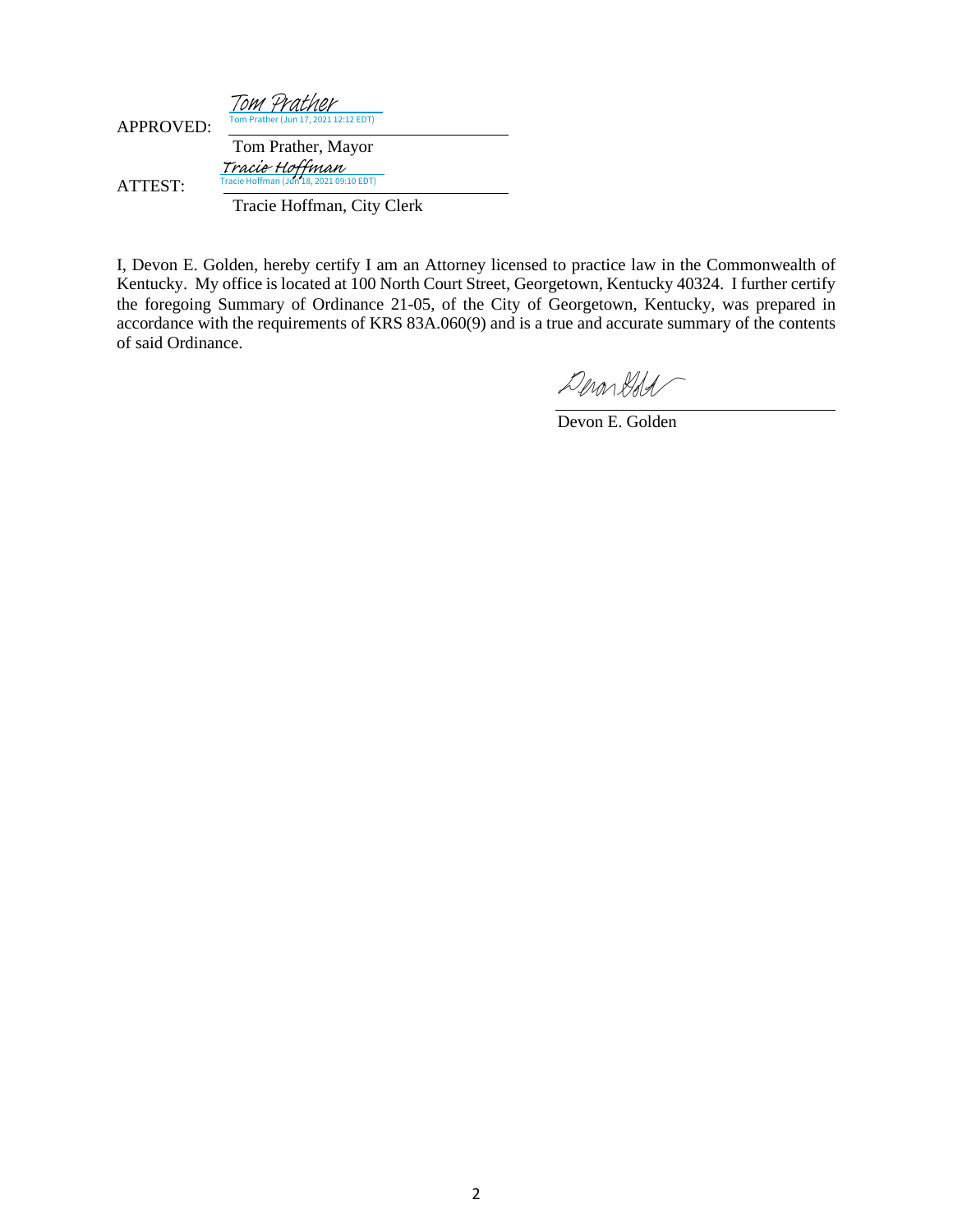APPROVED: Tom Prather
Tom Prather (Jun 17, 2021 12:12 EDT)

Tom Prather, Mayor

ATTEST: Tracie Hoffman
Tracie Hoffman (Jun 18, 2021 09:10 EDT)

Tracie Hoffman, City Clerk

I, Devon E. Golden, hereby certify I am an Attorney licensed to practice law in the Commonwealth of Kentucky. My office is located at 100 North Court Street, Georgetown, Kentucky 40324. I further certify the foregoing Summary of Ordinance 21-05, of the City of Georgetown, Kentucky, was prepared in accordance with the requirements of KRS 83A.060(9) and is a true and accurate summary of the contents of said Ordinance.

Devon E. Golden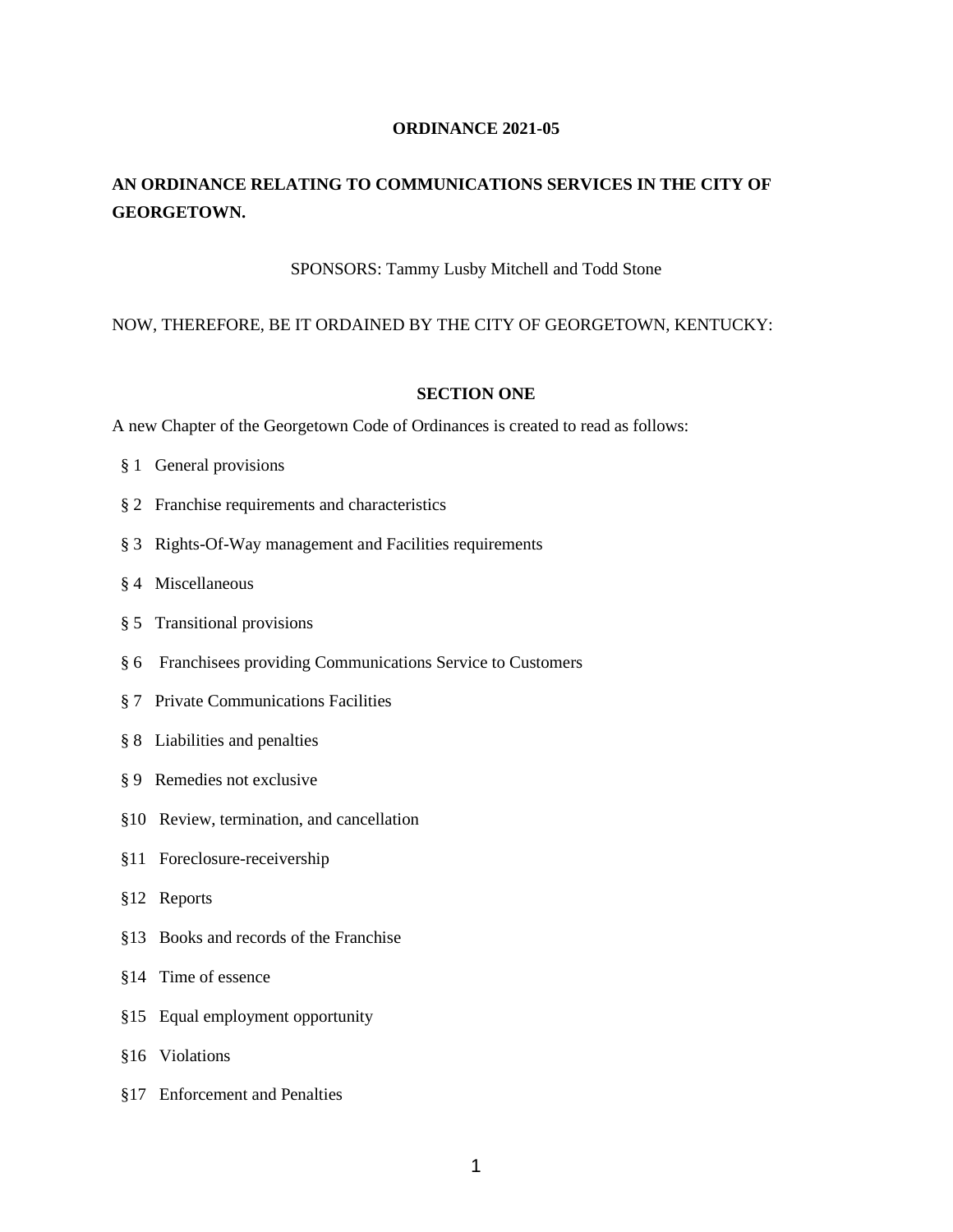**ORDINANCE 2021-05**

**AN ORDINANCE RELATING TO COMMUNICATIONS SERVICES IN THE CITY OF GEORGETOWN.**

SPONSORS: Tammy Lusby Mitchell and Todd Stone

NOW, THEREFORE, BE IT ORDAINED BY THE CITY OF GEORGETOWN, KENTUCKY:

**SECTION ONE**

A new Chapter of the Georgetown Code of Ordinances is created to read as follows:

§ 1 General provisions

§ 2 Franchise requirements and characteristics

§ 3 Rights-Of-Way management and Facilities requirements

§ 4 Miscellaneous

§ 5 Transitional provisions

§ 6 Franchisees providing Communications Service to Customers

§ 7 Private Communications Facilities

§ 8 Liabilities and penalties

§ 9 Remedies not exclusive

§10 Review, termination, and cancellation

§11 Foreclosure-receivership

§12 Reports

§13 Books and records of the Franchise

§14 Time of essence

§15 Equal employment opportunity

§16 Violations

§17 Enforcement and Penalties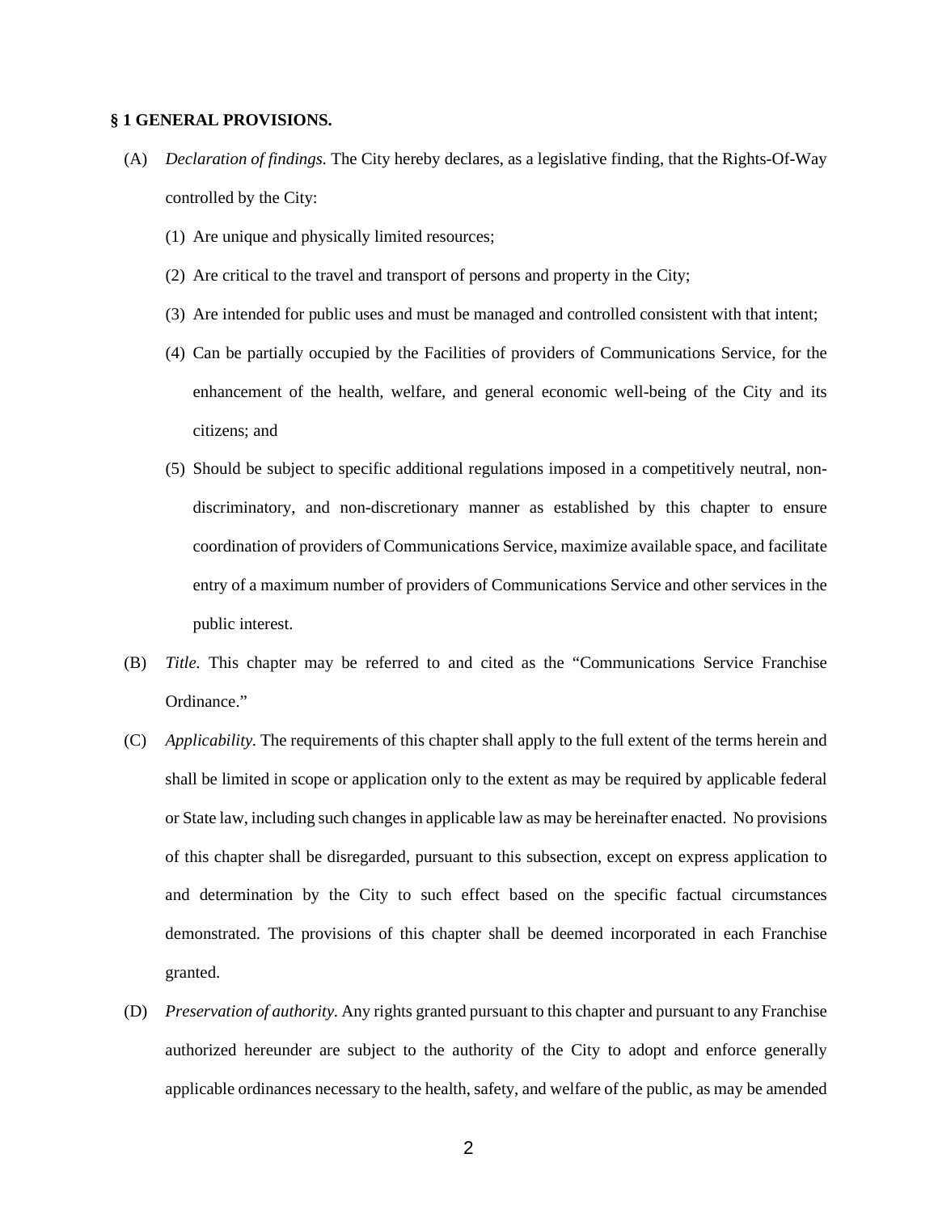## § 1 GENERAL PROVISIONS.

(A) *Declaration of findings.* The City hereby declares, as a legislative finding, that the Rights-Of-Way controlled by the City:

(1) Are unique and physically limited resources;

(2) Are critical to the travel and transport of persons and property in the City;

(3) Are intended for public uses and must be managed and controlled consistent with that intent;

(4) Can be partially occupied by the Facilities of providers of Communications Service, for the enhancement of the health, welfare, and general economic well-being of the City and its citizens; and

(5) Should be subject to specific additional regulations imposed in a competitively neutral, non-discriminatory, and non-discretionary manner as established by this chapter to ensure coordination of providers of Communications Service, maximize available space, and facilitate entry of a maximum number of providers of Communications Service and other services in the public interest.

(B) *Title.* This chapter may be referred to and cited as the "Communications Service Franchise Ordinance."

(C) *Applicability.* The requirements of this chapter shall apply to the full extent of the terms herein and shall be limited in scope or application only to the extent as may be required by applicable federal or State law, including such changes in applicable law as may be hereinafter enacted. No provisions of this chapter shall be disregarded, pursuant to this subsection, except on express application to and determination by the City to such effect based on the specific factual circumstances demonstrated. The provisions of this chapter shall be deemed incorporated in each Franchise granted.

(D) *Preservation of authority.* Any rights granted pursuant to this chapter and pursuant to any Franchise authorized hereunder are subject to the authority of the City to adopt and enforce generally applicable ordinances necessary to the health, safety, and welfare of the public, as may be amended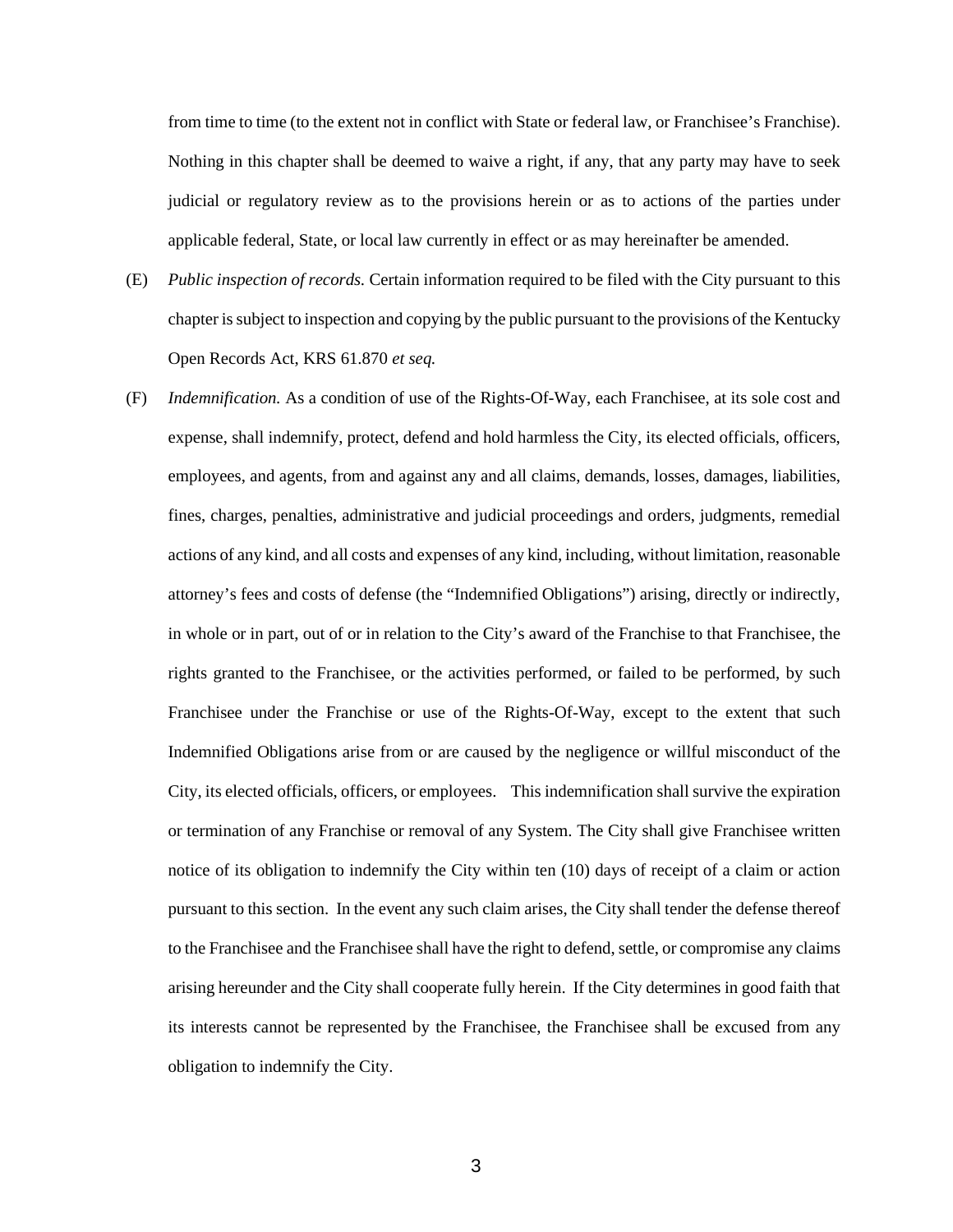from time to time (to the extent not in conflict with State or federal law, or Franchisee's Franchise). Nothing in this chapter shall be deemed to waive a right, if any, that any party may have to seek judicial or regulatory review as to the provisions herein or as to actions of the parties under applicable federal, State, or local law currently in effect or as may hereinafter be amended.

(E) *Public inspection of records.* Certain information required to be filed with the City pursuant to this chapter is subject to inspection and copying by the public pursuant to the provisions of the Kentucky Open Records Act, KRS 61.870 *et seq.*

(F) *Indemnification.* As a condition of use of the Rights-Of-Way, each Franchisee, at its sole cost and expense, shall indemnify, protect, defend and hold harmless the City, its elected officials, officers, employees, and agents, from and against any and all claims, demands, losses, damages, liabilities, fines, charges, penalties, administrative and judicial proceedings and orders, judgments, remedial actions of any kind, and all costs and expenses of any kind, including, without limitation, reasonable attorney's fees and costs of defense (the "Indemnified Obligations") arising, directly or indirectly, in whole or in part, out of or in relation to the City's award of the Franchise to that Franchisee, the rights granted to the Franchisee, or the activities performed, or failed to be performed, by such Franchisee under the Franchise or use of the Rights-Of-Way, except to the extent that such Indemnified Obligations arise from or are caused by the negligence or willful misconduct of the City, its elected officials, officers, or employees. This indemnification shall survive the expiration or termination of any Franchise or removal of any System. The City shall give Franchisee written notice of its obligation to indemnify the City within ten (10) days of receipt of a claim or action pursuant to this section. In the event any such claim arises, the City shall tender the defense thereof to the Franchisee and the Franchisee shall have the right to defend, settle, or compromise any claims arising hereunder and the City shall cooperate fully herein. If the City determines in good faith that its interests cannot be represented by the Franchisee, the Franchisee shall be excused from any obligation to indemnify the City.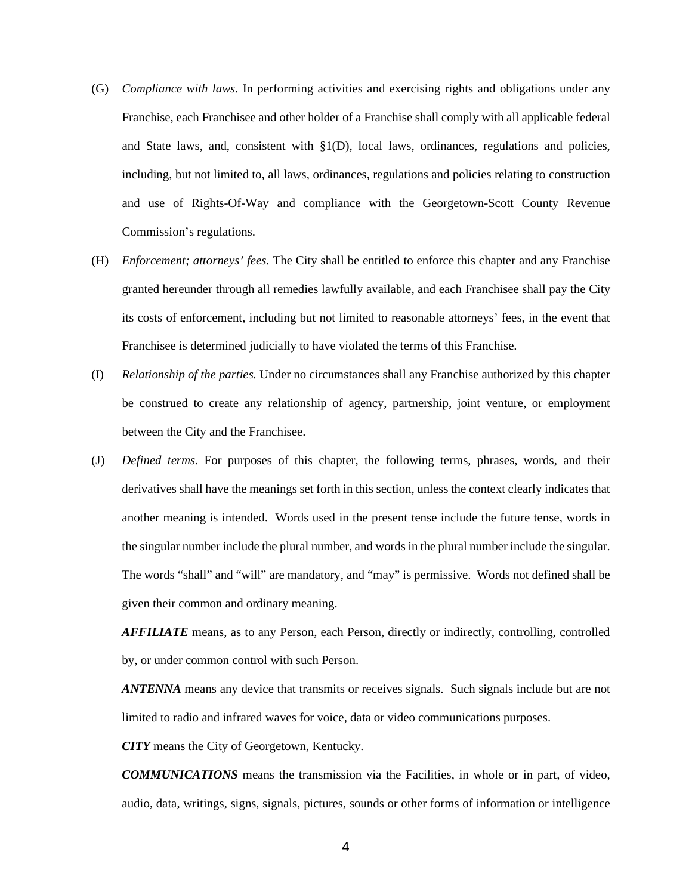(G) *Compliance with laws.* In performing activities and exercising rights and obligations under any Franchise, each Franchisee and other holder of a Franchise shall comply with all applicable federal and State laws, and, consistent with §1(D), local laws, ordinances, regulations and policies, including, but not limited to, all laws, ordinances, regulations and policies relating to construction and use of Rights-Of-Way and compliance with the Georgetown-Scott County Revenue Commission's regulations.

(H) *Enforcement; attorneys' fees.* The City shall be entitled to enforce this chapter and any Franchise granted hereunder through all remedies lawfully available, and each Franchisee shall pay the City its costs of enforcement, including but not limited to reasonable attorneys' fees, in the event that Franchisee is determined judicially to have violated the terms of this Franchise.

(I) *Relationship of the parties.* Under no circumstances shall any Franchise authorized by this chapter be construed to create any relationship of agency, partnership, joint venture, or employment between the City and the Franchisee.

(J) *Defined terms.* For purposes of this chapter, the following terms, phrases, words, and their derivatives shall have the meanings set forth in this section, unless the context clearly indicates that another meaning is intended. Words used in the present tense include the future tense, words in the singular number include the plural number, and words in the plural number include the singular. The words "shall" and "will" are mandatory, and "may" is permissive. Words not defined shall be given their common and ordinary meaning.

***AFFILIATE*** means, as to any Person, each Person, directly or indirectly, controlling, controlled by, or under common control with such Person.

***ANTENNA*** means any device that transmits or receives signals. Such signals include but are not limited to radio and infrared waves for voice, data or video communications purposes.

***CITY*** means the City of Georgetown, Kentucky.

***COMMUNICATIONS*** means the transmission via the Facilities, in whole or in part, of video, audio, data, writings, signs, signals, pictures, sounds or other forms of information or intelligence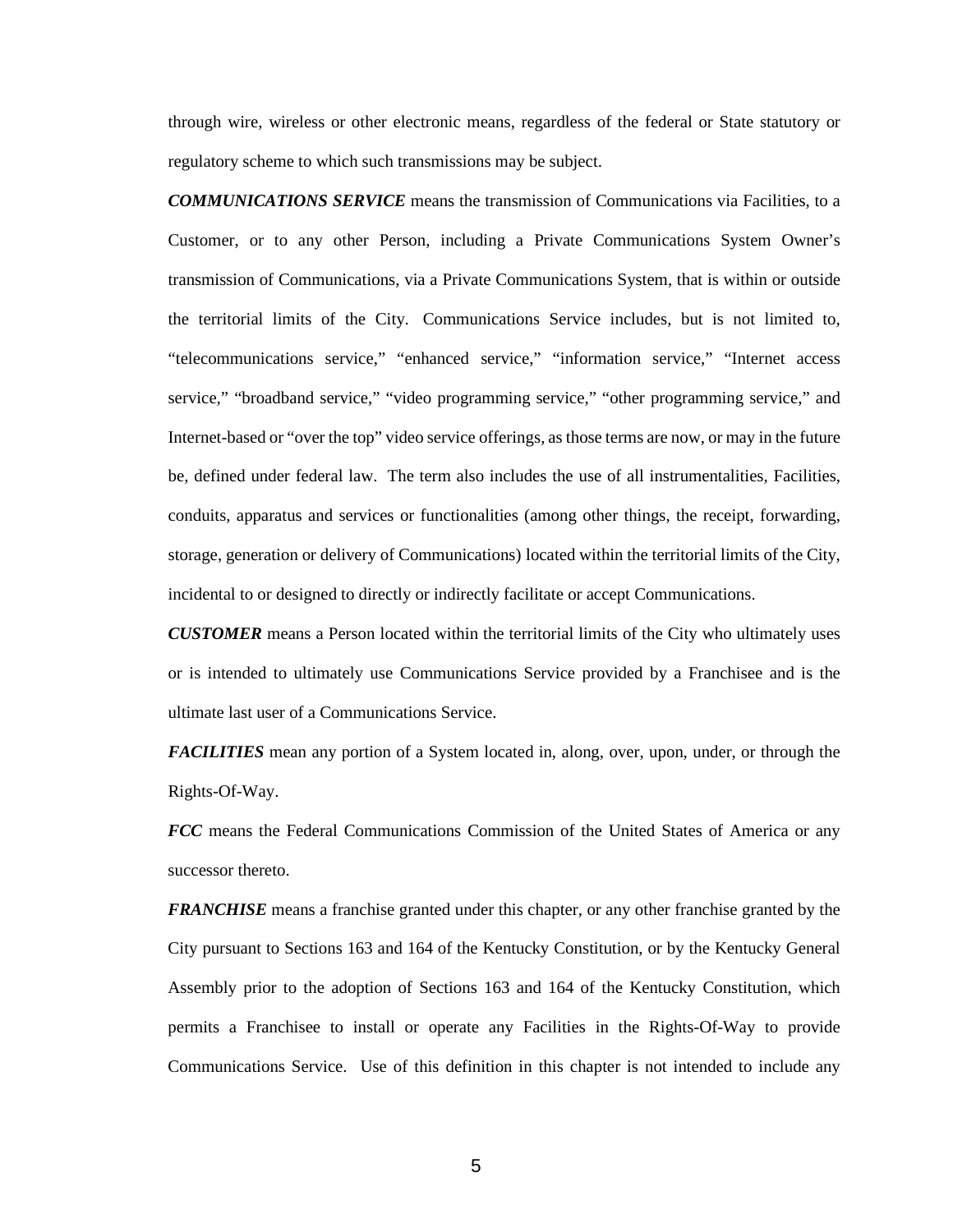through wire, wireless or other electronic means, regardless of the federal or State statutory or regulatory scheme to which such transmissions may be subject.

***COMMUNICATIONS SERVICE*** means the transmission of Communications via Facilities, to a Customer, or to any other Person, including a Private Communications System Owner's transmission of Communications, via a Private Communications System, that is within or outside the territorial limits of the City. Communications Service includes, but is not limited to, "telecommunications service," "enhanced service," "information service," "Internet access service," "broadband service," "video programming service," "other programming service," and Internet-based or "over the top" video service offerings, as those terms are now, or may in the future be, defined under federal law. The term also includes the use of all instrumentalities, Facilities, conduits, apparatus and services or functionalities (among other things, the receipt, forwarding, storage, generation or delivery of Communications) located within the territorial limits of the City, incidental to or designed to directly or indirectly facilitate or accept Communications.

***CUSTOMER*** means a Person located within the territorial limits of the City who ultimately uses or is intended to ultimately use Communications Service provided by a Franchisee and is the ultimate last user of a Communications Service.

***FACILITIES*** mean any portion of a System located in, along, over, upon, under, or through the Rights-Of-Way.

***FCC*** means the Federal Communications Commission of the United States of America or any successor thereto.

***FRANCHISE*** means a franchise granted under this chapter, or any other franchise granted by the City pursuant to Sections 163 and 164 of the Kentucky Constitution, or by the Kentucky General Assembly prior to the adoption of Sections 163 and 164 of the Kentucky Constitution, which permits a Franchisee to install or operate any Facilities in the Rights-Of-Way to provide Communications Service. Use of this definition in this chapter is not intended to include any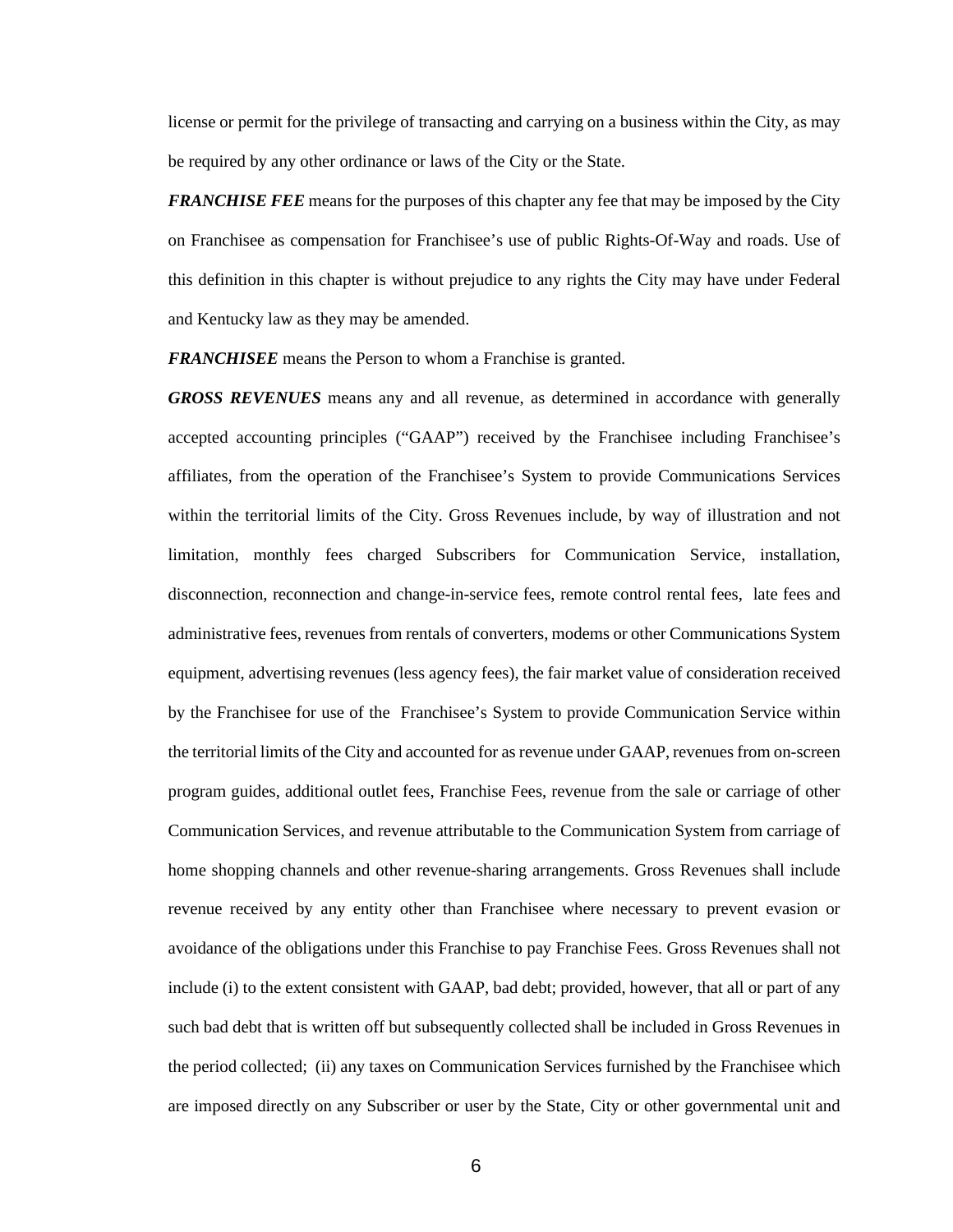license or permit for the privilege of transacting and carrying on a business within the City, as may be required by any other ordinance or laws of the City or the State.

***FRANCHISE FEE*** means for the purposes of this chapter any fee that may be imposed by the City on Franchisee as compensation for Franchisee's use of public Rights-Of-Way and roads. Use of this definition in this chapter is without prejudice to any rights the City may have under Federal and Kentucky law as they may be amended.

***FRANCHISEE*** means the Person to whom a Franchise is granted.

***GROSS REVENUES*** means any and all revenue, as determined in accordance with generally accepted accounting principles ("GAAP") received by the Franchisee including Franchisee's affiliates, from the operation of the Franchisee's System to provide Communications Services within the territorial limits of the City. Gross Revenues include, by way of illustration and not limitation, monthly fees charged Subscribers for Communication Service, installation, disconnection, reconnection and change-in-service fees, remote control rental fees, late fees and administrative fees, revenues from rentals of converters, modems or other Communications System equipment, advertising revenues (less agency fees), the fair market value of consideration received by the Franchisee for use of the Franchisee's System to provide Communication Service within the territorial limits of the City and accounted for as revenue under GAAP, revenues from on-screen program guides, additional outlet fees, Franchise Fees, revenue from the sale or carriage of other Communication Services, and revenue attributable to the Communication System from carriage of home shopping channels and other revenue-sharing arrangements. Gross Revenues shall include revenue received by any entity other than Franchisee where necessary to prevent evasion or avoidance of the obligations under this Franchise to pay Franchise Fees. Gross Revenues shall not include (i) to the extent consistent with GAAP, bad debt; provided, however, that all or part of any such bad debt that is written off but subsequently collected shall be included in Gross Revenues in the period collected; (ii) any taxes on Communication Services furnished by the Franchisee which are imposed directly on any Subscriber or user by the State, City or other governmental unit and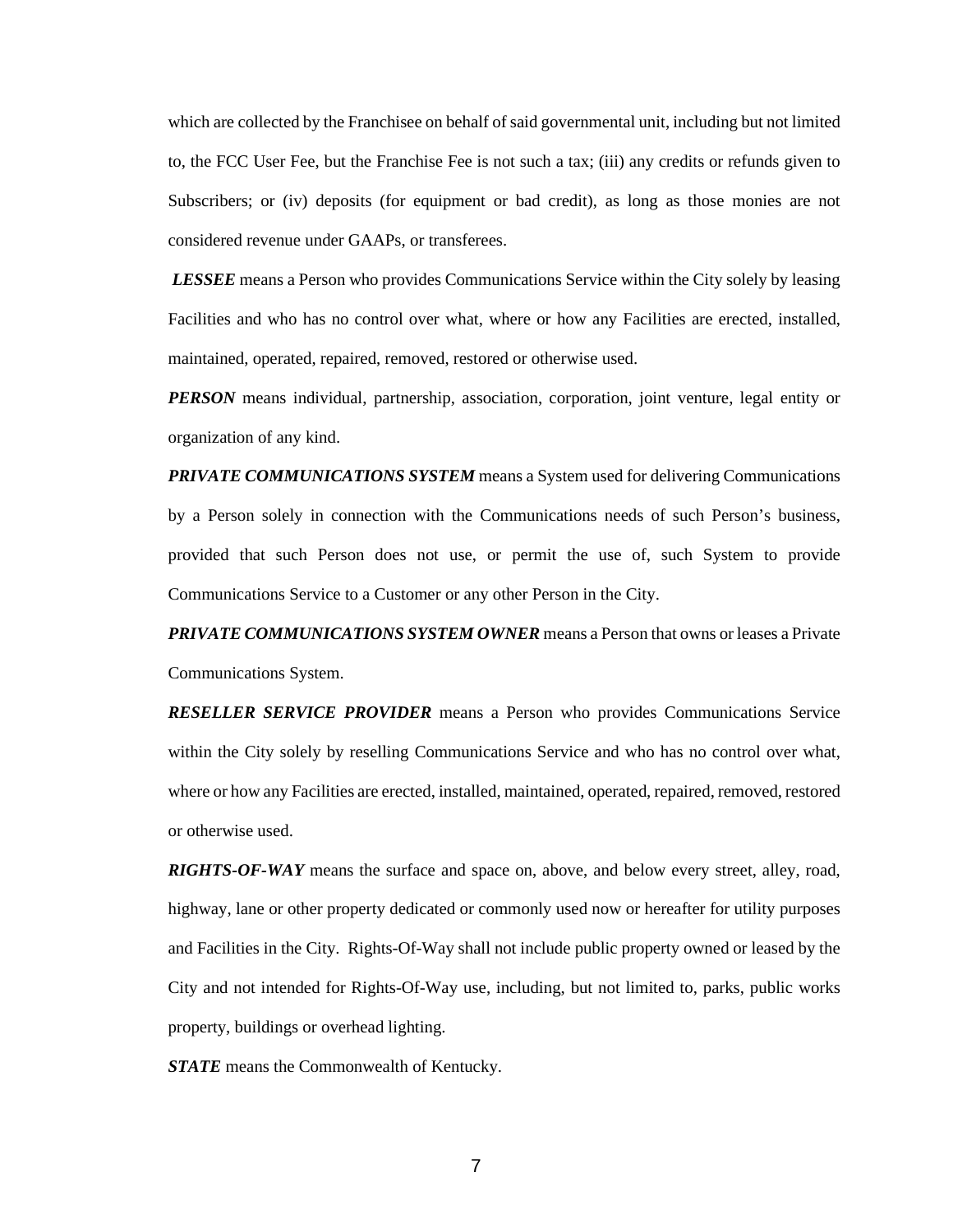which are collected by the Franchisee on behalf of said governmental unit, including but not limited to, the FCC User Fee, but the Franchise Fee is not such a tax; (iii) any credits or refunds given to Subscribers; or (iv) deposits (for equipment or bad credit), as long as those monies are not considered revenue under GAAPs, or transferees.

***LESSEE*** means a Person who provides Communications Service within the City solely by leasing Facilities and who has no control over what, where or how any Facilities are erected, installed, maintained, operated, repaired, removed, restored or otherwise used.

***PERSON*** means individual, partnership, association, corporation, joint venture, legal entity or organization of any kind.

***PRIVATE COMMUNICATIONS SYSTEM*** means a System used for delivering Communications by a Person solely in connection with the Communications needs of such Person's business, provided that such Person does not use, or permit the use of, such System to provide Communications Service to a Customer or any other Person in the City.

***PRIVATE COMMUNICATIONS SYSTEM OWNER*** means a Person that owns or leases a Private Communications System.

***RESELLER SERVICE PROVIDER*** means a Person who provides Communications Service within the City solely by reselling Communications Service and who has no control over what, where or how any Facilities are erected, installed, maintained, operated, repaired, removed, restored or otherwise used.

***RIGHTS-OF-WAY*** means the surface and space on, above, and below every street, alley, road, highway, lane or other property dedicated or commonly used now or hereafter for utility purposes and Facilities in the City. Rights-Of-Way shall not include public property owned or leased by the City and not intended for Rights-Of-Way use, including, but not limited to, parks, public works property, buildings or overhead lighting.

***STATE*** means the Commonwealth of Kentucky.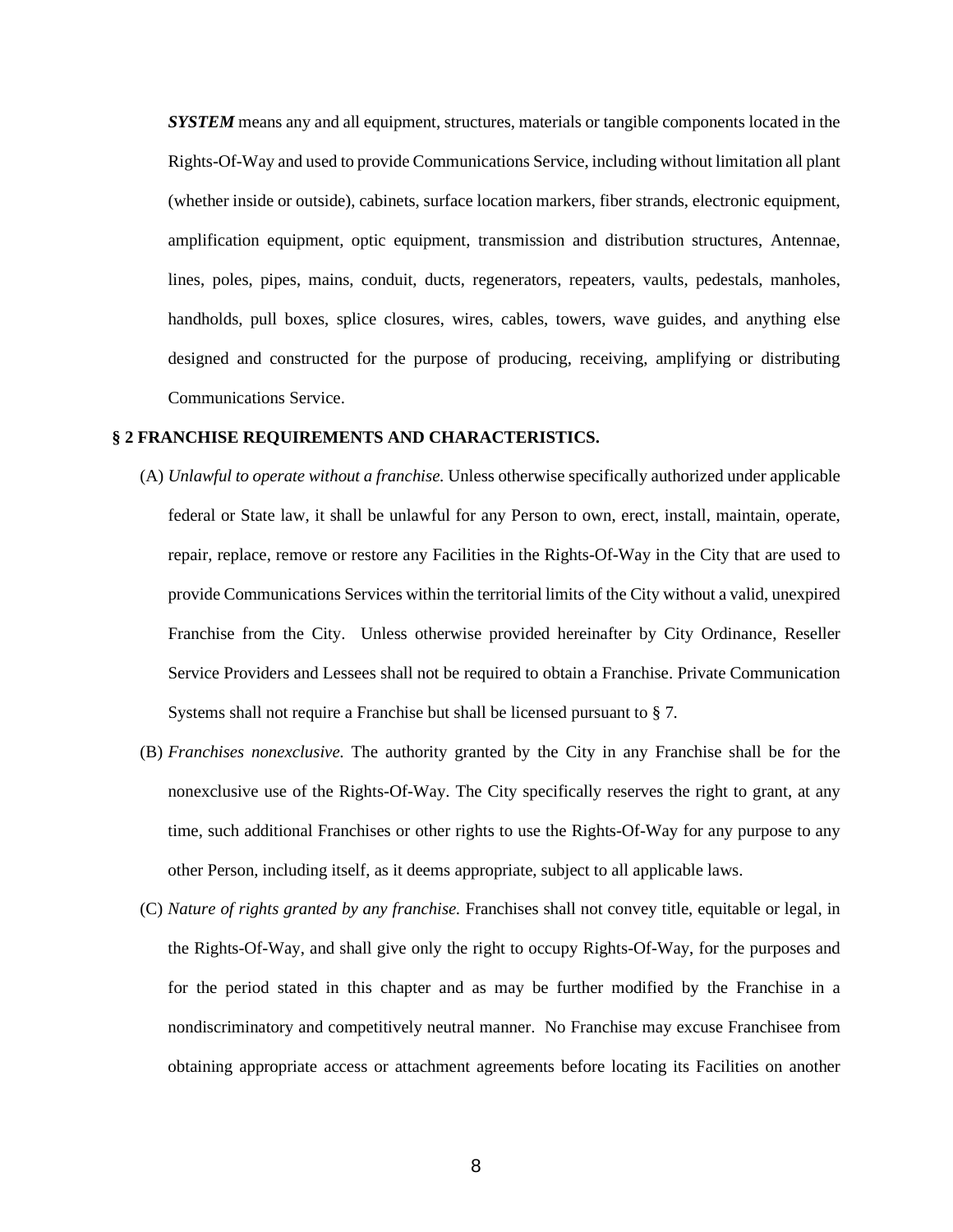***SYSTEM*** means any and all equipment, structures, materials or tangible components located in the Rights-Of-Way and used to provide Communications Service, including without limitation all plant (whether inside or outside), cabinets, surface location markers, fiber strands, electronic equipment, amplification equipment, optic equipment, transmission and distribution structures, Antennae, lines, poles, pipes, mains, conduit, ducts, regenerators, repeaters, vaults, pedestals, manholes, handholds, pull boxes, splice closures, wires, cables, towers, wave guides, and anything else designed and constructed for the purpose of producing, receiving, amplifying or distributing Communications Service.

**§ 2 FRANCHISE REQUIREMENTS AND CHARACTERISTICS.**

(A) *Unlawful to operate without a franchise.* Unless otherwise specifically authorized under applicable federal or State law, it shall be unlawful for any Person to own, erect, install, maintain, operate, repair, replace, remove or restore any Facilities in the Rights-Of-Way in the City that are used to provide Communications Services within the territorial limits of the City without a valid, unexpired Franchise from the City. Unless otherwise provided hereinafter by City Ordinance, Reseller Service Providers and Lessees shall not be required to obtain a Franchise. Private Communication Systems shall not require a Franchise but shall be licensed pursuant to § 7.

(B) *Franchises nonexclusive.* The authority granted by the City in any Franchise shall be for the nonexclusive use of the Rights-Of-Way. The City specifically reserves the right to grant, at any time, such additional Franchises or other rights to use the Rights-Of-Way for any purpose to any other Person, including itself, as it deems appropriate, subject to all applicable laws.

(C) *Nature of rights granted by any franchise.* Franchises shall not convey title, equitable or legal, in the Rights-Of-Way, and shall give only the right to occupy Rights-Of-Way, for the purposes and for the period stated in this chapter and as may be further modified by the Franchise in a nondiscriminatory and competitively neutral manner. No Franchise may excuse Franchisee from obtaining appropriate access or attachment agreements before locating its Facilities on another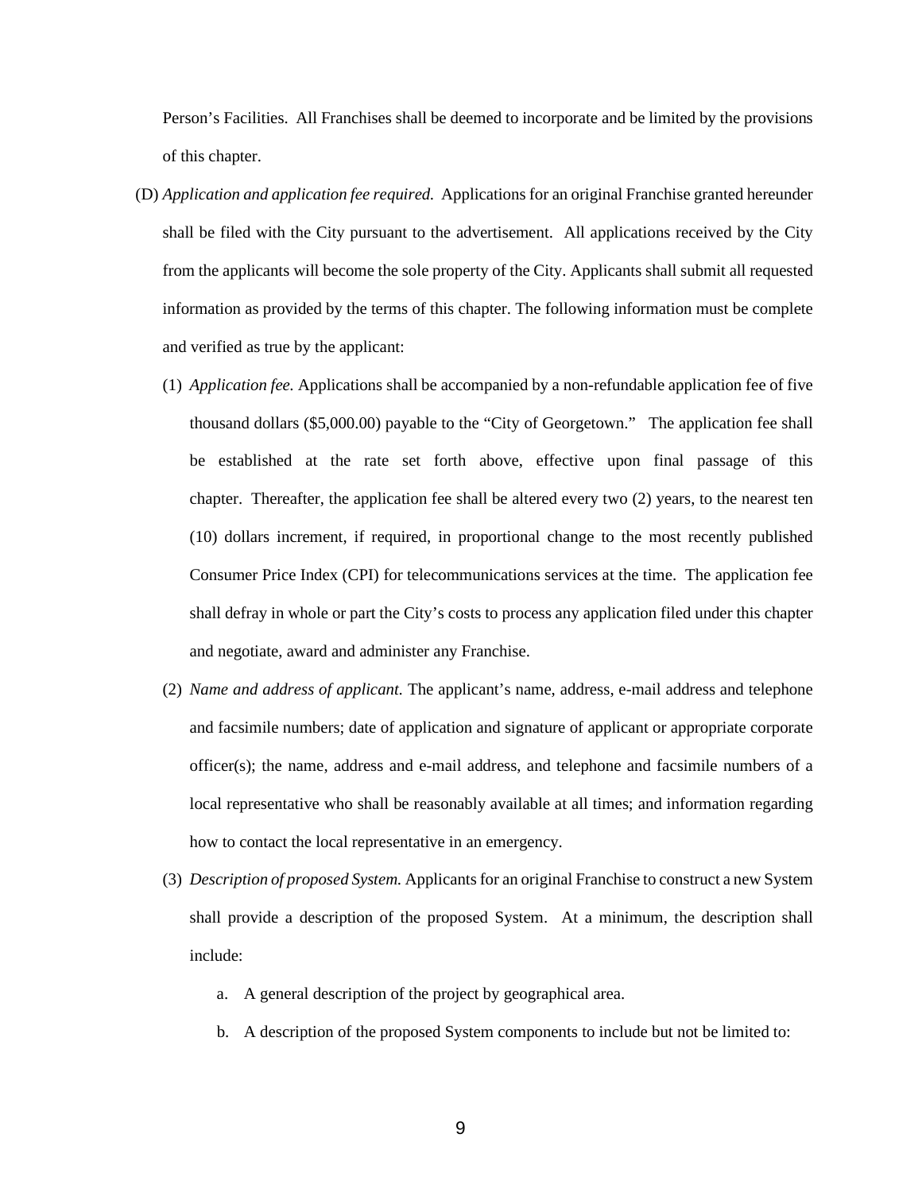Person's Facilities. All Franchises shall be deemed to incorporate and be limited by the provisions of this chapter.

(D) *Application and application fee required.* Applications for an original Franchise granted hereunder shall be filed with the City pursuant to the advertisement. All applications received by the City from the applicants will become the sole property of the City. Applicants shall submit all requested information as provided by the terms of this chapter. The following information must be complete and verified as true by the applicant:

(1) *Application fee.* Applications shall be accompanied by a non-refundable application fee of five thousand dollars ($5,000.00) payable to the "City of Georgetown." The application fee shall be established at the rate set forth above, effective upon final passage of this chapter. Thereafter, the application fee shall be altered every two (2) years, to the nearest ten (10) dollars increment, if required, in proportional change to the most recently published Consumer Price Index (CPI) for telecommunications services at the time. The application fee shall defray in whole or part the City's costs to process any application filed under this chapter and negotiate, award and administer any Franchise.

(2) *Name and address of applicant.* The applicant's name, address, e-mail address and telephone and facsimile numbers; date of application and signature of applicant or appropriate corporate officer(s); the name, address and e-mail address, and telephone and facsimile numbers of a local representative who shall be reasonably available at all times; and information regarding how to contact the local representative in an emergency.

(3) *Description of proposed System.* Applicants for an original Franchise to construct a new System shall provide a description of the proposed System. At a minimum, the description shall include:

a. A general description of the project by geographical area.

b. A description of the proposed System components to include but not be limited to: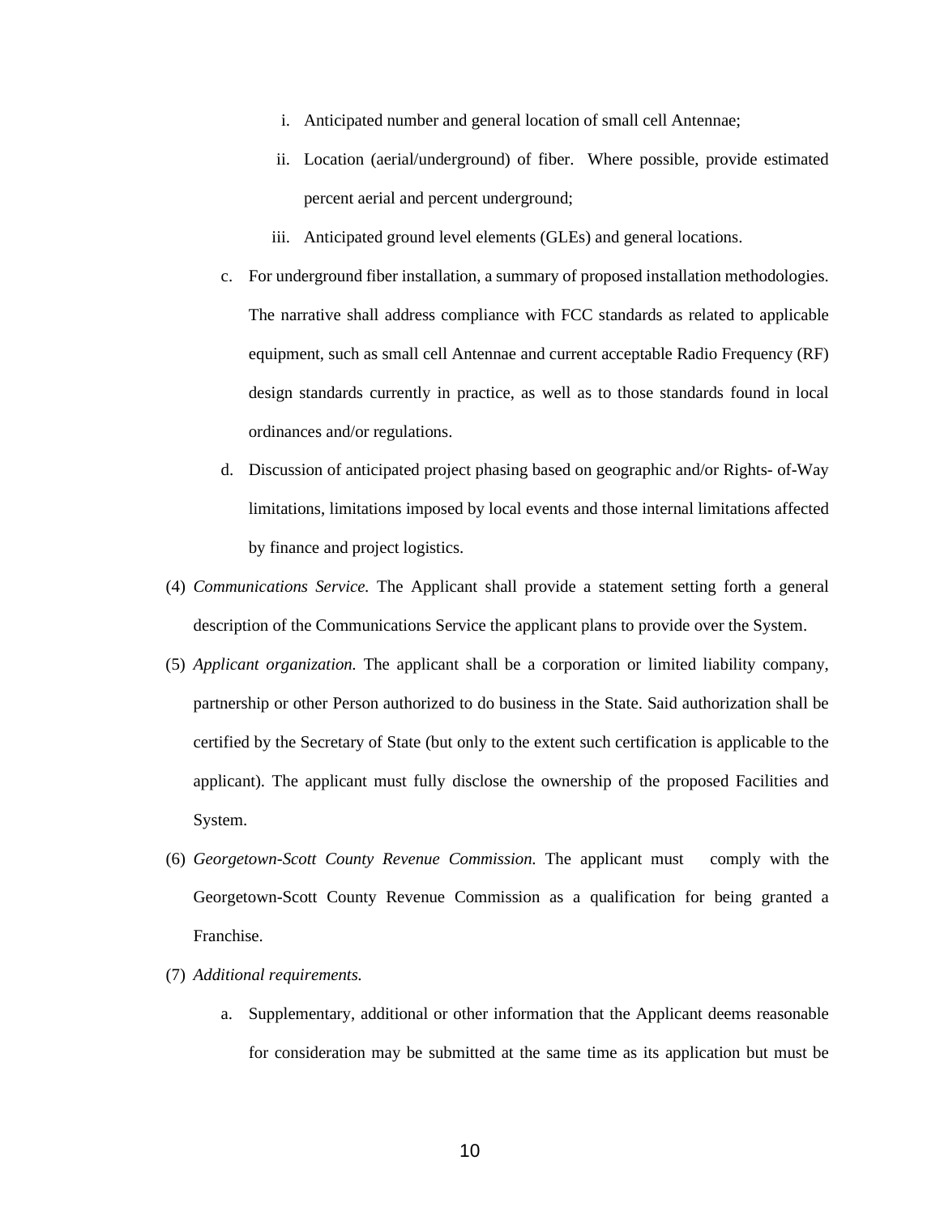i. Anticipated number and general location of small cell Antennae;

ii. Location (aerial/underground) of fiber. Where possible, provide estimated percent aerial and percent underground;

iii. Anticipated ground level elements (GLEs) and general locations.

c. For underground fiber installation, a summary of proposed installation methodologies. The narrative shall address compliance with FCC standards as related to applicable equipment, such as small cell Antennae and current acceptable Radio Frequency (RF) design standards currently in practice, as well as to those standards found in local ordinances and/or regulations.

d. Discussion of anticipated project phasing based on geographic and/or Rights- of-Way limitations, limitations imposed by local events and those internal limitations affected by finance and project logistics.

(4) *Communications Service.* The Applicant shall provide a statement setting forth a general description of the Communications Service the applicant plans to provide over the System.

(5) *Applicant organization.* The applicant shall be a corporation or limited liability company, partnership or other Person authorized to do business in the State. Said authorization shall be certified by the Secretary of State (but only to the extent such certification is applicable to the applicant). The applicant must fully disclose the ownership of the proposed Facilities and System.

(6) *Georgetown-Scott County Revenue Commission.* The applicant must comply with the Georgetown-Scott County Revenue Commission as a qualification for being granted a Franchise.

(7) *Additional requirements.*

a. Supplementary, additional or other information that the Applicant deems reasonable for consideration may be submitted at the same time as its application but must be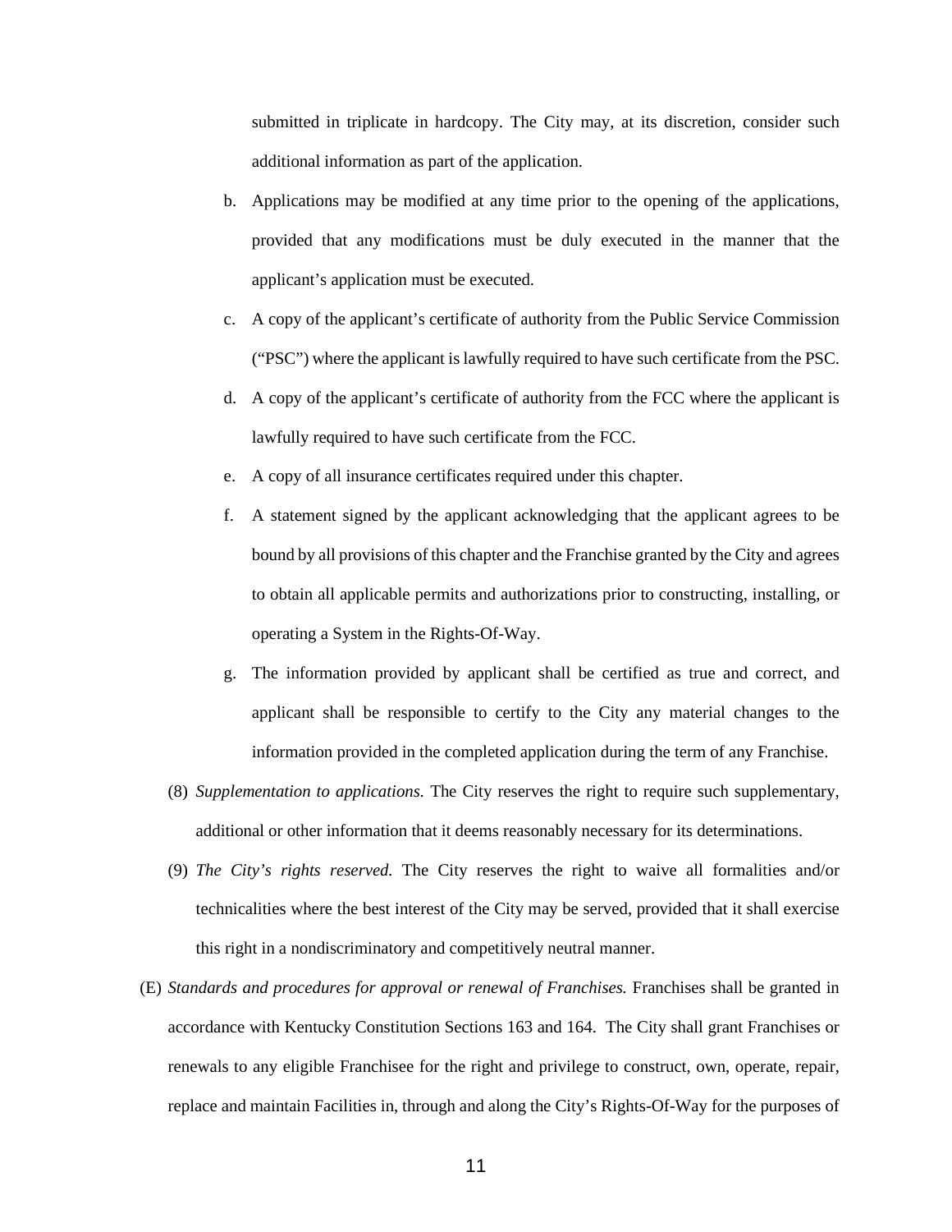submitted in triplicate in hardcopy. The City may, at its discretion, consider such additional information as part of the application.

b. Applications may be modified at any time prior to the opening of the applications, provided that any modifications must be duly executed in the manner that the applicant's application must be executed.

c. A copy of the applicant's certificate of authority from the Public Service Commission ("PSC") where the applicant is lawfully required to have such certificate from the PSC.

d. A copy of the applicant's certificate of authority from the FCC where the applicant is lawfully required to have such certificate from the FCC.

e. A copy of all insurance certificates required under this chapter.

f. A statement signed by the applicant acknowledging that the applicant agrees to be bound by all provisions of this chapter and the Franchise granted by the City and agrees to obtain all applicable permits and authorizations prior to constructing, installing, or operating a System in the Rights-Of-Way.

g. The information provided by applicant shall be certified as true and correct, and applicant shall be responsible to certify to the City any material changes to the information provided in the completed application during the term of any Franchise.

(8) *Supplementation to applications.* The City reserves the right to require such supplementary, additional or other information that it deems reasonably necessary for its determinations.

(9) *The City's rights reserved.* The City reserves the right to waive all formalities and/or technicalities where the best interest of the City may be served, provided that it shall exercise this right in a nondiscriminatory and competitively neutral manner.

(E) *Standards and procedures for approval or renewal of Franchises.* Franchises shall be granted in accordance with Kentucky Constitution Sections 163 and 164. The City shall grant Franchises or renewals to any eligible Franchisee for the right and privilege to construct, own, operate, repair, replace and maintain Facilities in, through and along the City's Rights-Of-Way for the purposes of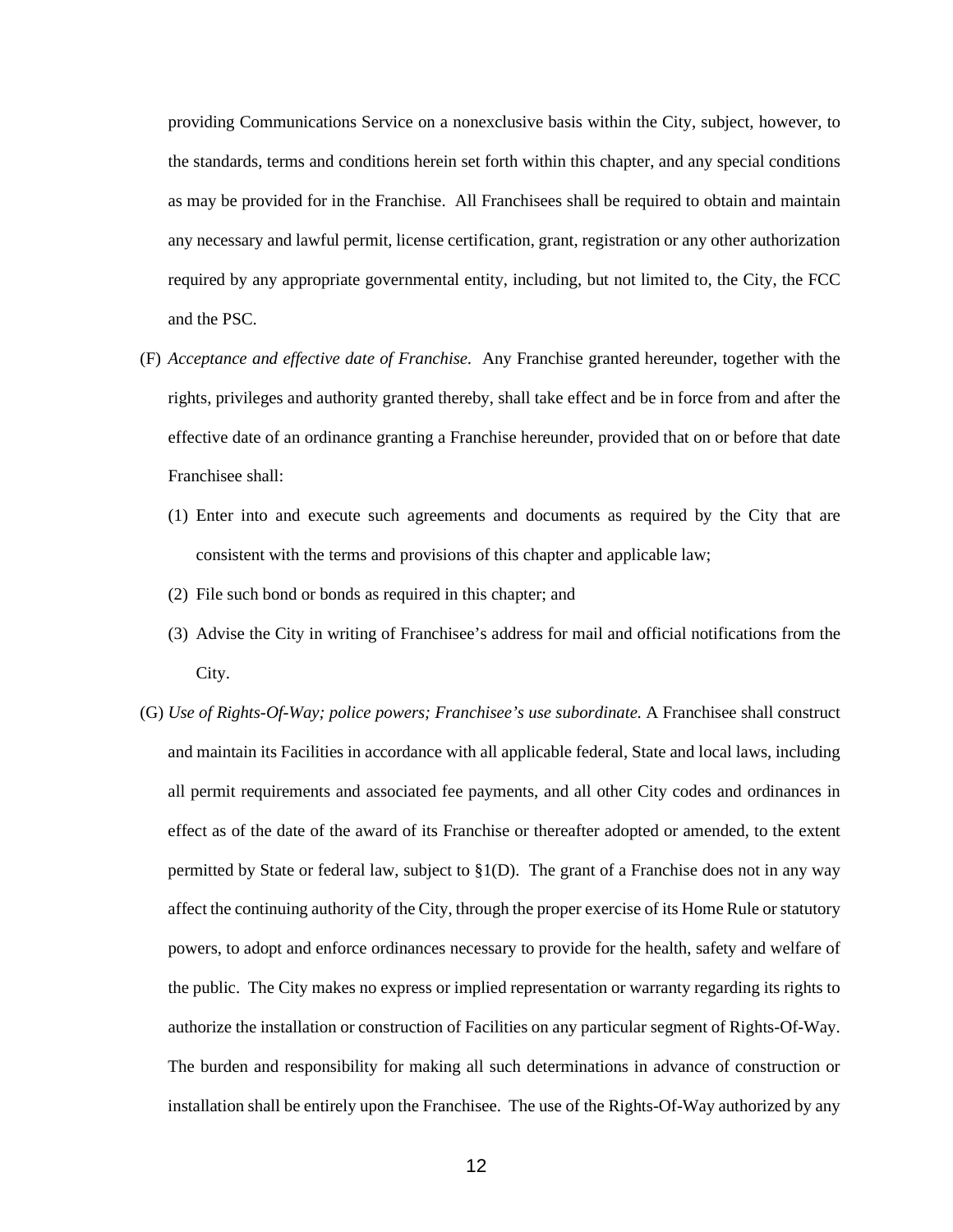providing Communications Service on a nonexclusive basis within the City, subject, however, to the standards, terms and conditions herein set forth within this chapter, and any special conditions as may be provided for in the Franchise. All Franchisees shall be required to obtain and maintain any necessary and lawful permit, license certification, grant, registration or any other authorization required by any appropriate governmental entity, including, but not limited to, the City, the FCC and the PSC.

(F) *Acceptance and effective date of Franchise.* Any Franchise granted hereunder, together with the rights, privileges and authority granted thereby, shall take effect and be in force from and after the effective date of an ordinance granting a Franchise hereunder, provided that on or before that date Franchisee shall:

(1) Enter into and execute such agreements and documents as required by the City that are consistent with the terms and provisions of this chapter and applicable law;

(2) File such bond or bonds as required in this chapter; and

(3) Advise the City in writing of Franchisee's address for mail and official notifications from the City.

(G) *Use of Rights-Of-Way; police powers; Franchisee's use subordinate.* A Franchisee shall construct and maintain its Facilities in accordance with all applicable federal, State and local laws, including all permit requirements and associated fee payments, and all other City codes and ordinances in effect as of the date of the award of its Franchise or thereafter adopted or amended, to the extent permitted by State or federal law, subject to §1(D). The grant of a Franchise does not in any way affect the continuing authority of the City, through the proper exercise of its Home Rule or statutory powers, to adopt and enforce ordinances necessary to provide for the health, safety and welfare of the public. The City makes no express or implied representation or warranty regarding its rights to authorize the installation or construction of Facilities on any particular segment of Rights-Of-Way. The burden and responsibility for making all such determinations in advance of construction or installation shall be entirely upon the Franchisee. The use of the Rights-Of-Way authorized by any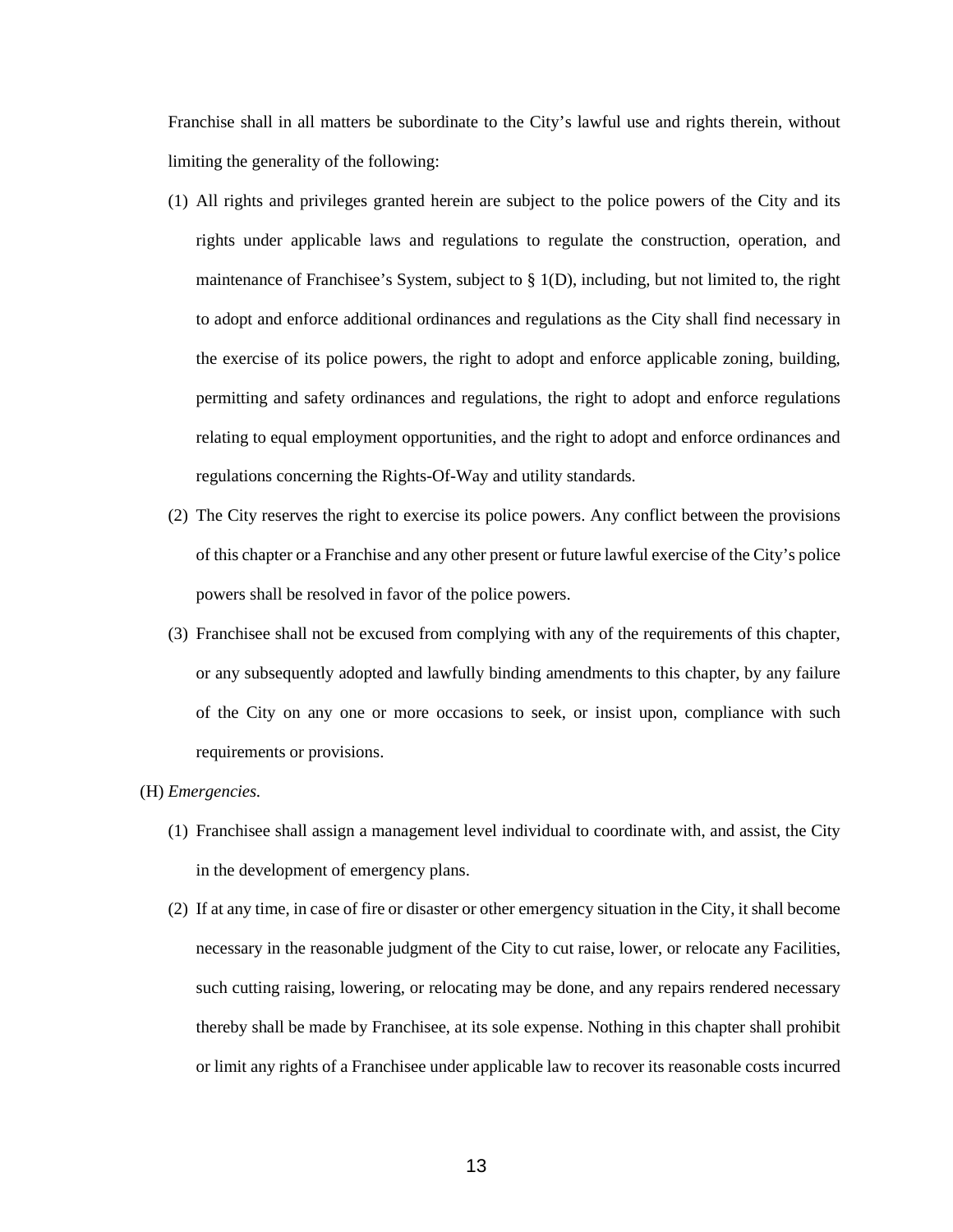Franchise shall in all matters be subordinate to the City's lawful use and rights therein, without limiting the generality of the following:

(1) All rights and privileges granted herein are subject to the police powers of the City and its rights under applicable laws and regulations to regulate the construction, operation, and maintenance of Franchisee's System, subject to § 1(D), including, but not limited to, the right to adopt and enforce additional ordinances and regulations as the City shall find necessary in the exercise of its police powers, the right to adopt and enforce applicable zoning, building, permitting and safety ordinances and regulations, the right to adopt and enforce regulations relating to equal employment opportunities, and the right to adopt and enforce ordinances and regulations concerning the Rights-Of-Way and utility standards.

(2) The City reserves the right to exercise its police powers. Any conflict between the provisions of this chapter or a Franchise and any other present or future lawful exercise of the City's police powers shall be resolved in favor of the police powers.

(3) Franchisee shall not be excused from complying with any of the requirements of this chapter, or any subsequently adopted and lawfully binding amendments to this chapter, by any failure of the City on any one or more occasions to seek, or insist upon, compliance with such requirements or provisions.

(H) *Emergencies.*

(1) Franchisee shall assign a management level individual to coordinate with, and assist, the City in the development of emergency plans.

(2) If at any time, in case of fire or disaster or other emergency situation in the City, it shall become necessary in the reasonable judgment of the City to cut raise, lower, or relocate any Facilities, such cutting raising, lowering, or relocating may be done, and any repairs rendered necessary thereby shall be made by Franchisee, at its sole expense. Nothing in this chapter shall prohibit or limit any rights of a Franchisee under applicable law to recover its reasonable costs incurred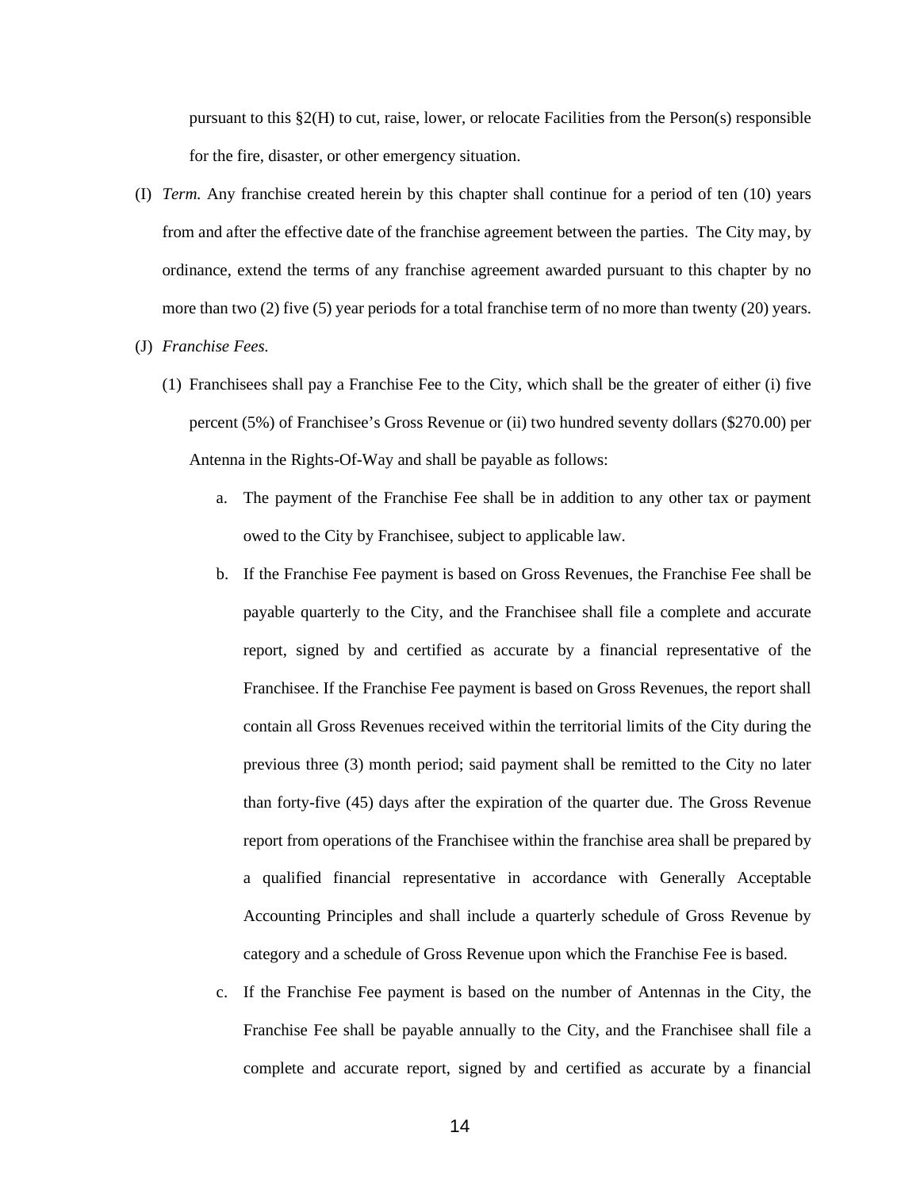pursuant to this §2(H) to cut, raise, lower, or relocate Facilities from the Person(s) responsible for the fire, disaster, or other emergency situation.

(I) *Term.* Any franchise created herein by this chapter shall continue for a period of ten (10) years from and after the effective date of the franchise agreement between the parties. The City may, by ordinance, extend the terms of any franchise agreement awarded pursuant to this chapter by no more than two (2) five (5) year periods for a total franchise term of no more than twenty (20) years.

(J) *Franchise Fees.*

(1) Franchisees shall pay a Franchise Fee to the City, which shall be the greater of either (i) five percent (5%) of Franchisee's Gross Revenue or (ii) two hundred seventy dollars ($270.00) per Antenna in the Rights-Of-Way and shall be payable as follows:

a. The payment of the Franchise Fee shall be in addition to any other tax or payment owed to the City by Franchisee, subject to applicable law.

b. If the Franchise Fee payment is based on Gross Revenues, the Franchise Fee shall be payable quarterly to the City, and the Franchisee shall file a complete and accurate report, signed by and certified as accurate by a financial representative of the Franchisee. If the Franchise Fee payment is based on Gross Revenues, the report shall contain all Gross Revenues received within the territorial limits of the City during the previous three (3) month period; said payment shall be remitted to the City no later than forty-five (45) days after the expiration of the quarter due. The Gross Revenue report from operations of the Franchisee within the franchise area shall be prepared by a qualified financial representative in accordance with Generally Acceptable Accounting Principles and shall include a quarterly schedule of Gross Revenue by category and a schedule of Gross Revenue upon which the Franchise Fee is based.

c. If the Franchise Fee payment is based on the number of Antennas in the City, the Franchise Fee shall be payable annually to the City, and the Franchisee shall file a complete and accurate report, signed by and certified as accurate by a financial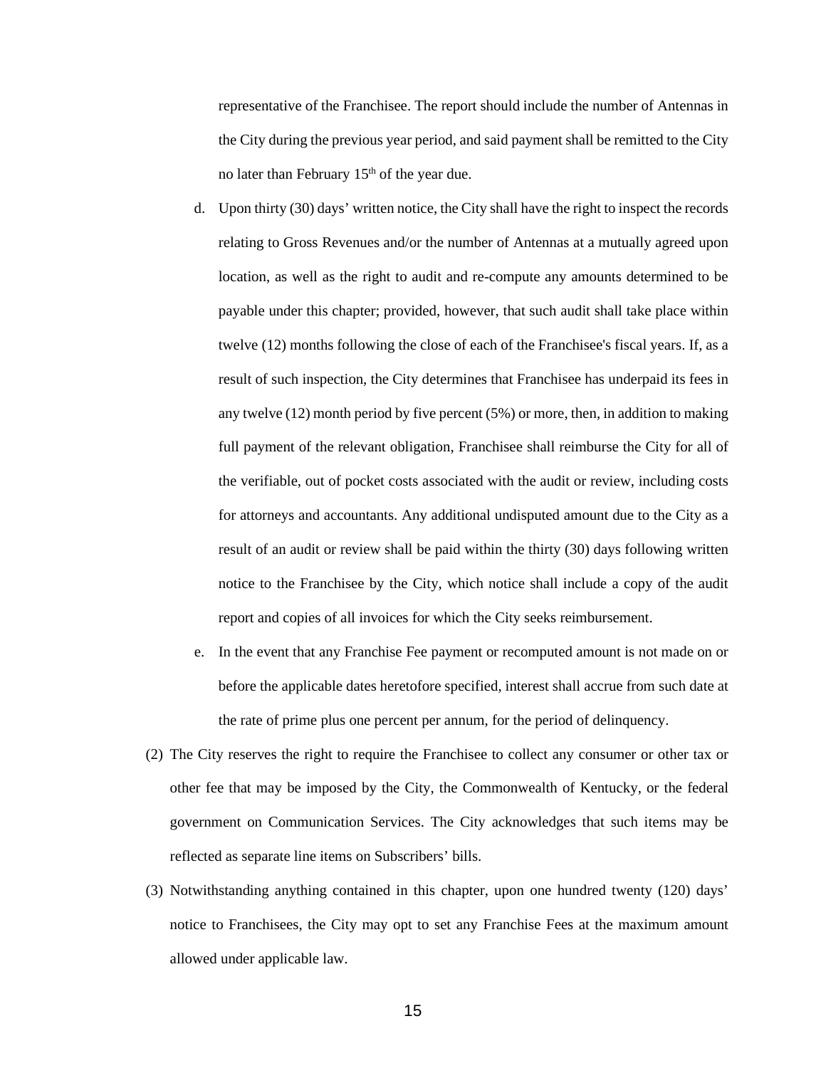representative of the Franchisee. The report should include the number of Antennas in the City during the previous year period, and said payment shall be remitted to the City no later than February 15th of the year due.

d. Upon thirty (30) days' written notice, the City shall have the right to inspect the records relating to Gross Revenues and/or the number of Antennas at a mutually agreed upon location, as well as the right to audit and re-compute any amounts determined to be payable under this chapter; provided, however, that such audit shall take place within twelve (12) months following the close of each of the Franchisee's fiscal years. If, as a result of such inspection, the City determines that Franchisee has underpaid its fees in any twelve (12) month period by five percent (5%) or more, then, in addition to making full payment of the relevant obligation, Franchisee shall reimburse the City for all of the verifiable, out of pocket costs associated with the audit or review, including costs for attorneys and accountants. Any additional undisputed amount due to the City as a result of an audit or review shall be paid within the thirty (30) days following written notice to the Franchisee by the City, which notice shall include a copy of the audit report and copies of all invoices for which the City seeks reimbursement.

e. In the event that any Franchise Fee payment or recomputed amount is not made on or before the applicable dates heretofore specified, interest shall accrue from such date at the rate of prime plus one percent per annum, for the period of delinquency.

(2) The City reserves the right to require the Franchisee to collect any consumer or other tax or other fee that may be imposed by the City, the Commonwealth of Kentucky, or the federal government on Communication Services. The City acknowledges that such items may be reflected as separate line items on Subscribers' bills.

(3) Notwithstanding anything contained in this chapter, upon one hundred twenty (120) days' notice to Franchisees, the City may opt to set any Franchise Fees at the maximum amount allowed under applicable law.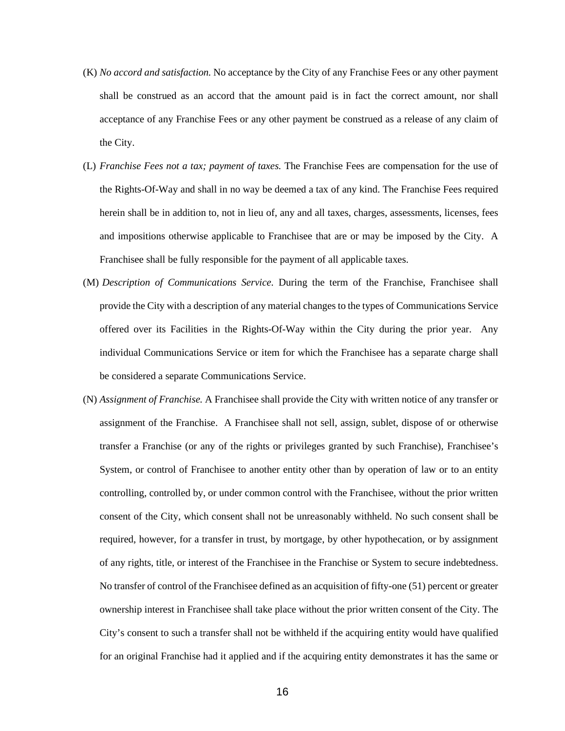(K) *No accord and satisfaction.* No acceptance by the City of any Franchise Fees or any other payment shall be construed as an accord that the amount paid is in fact the correct amount, nor shall acceptance of any Franchise Fees or any other payment be construed as a release of any claim of the City.

(L) *Franchise Fees not a tax; payment of taxes.* The Franchise Fees are compensation for the use of the Rights-Of-Way and shall in no way be deemed a tax of any kind. The Franchise Fees required herein shall be in addition to, not in lieu of, any and all taxes, charges, assessments, licenses, fees and impositions otherwise applicable to Franchisee that are or may be imposed by the City. A Franchisee shall be fully responsible for the payment of all applicable taxes.

(M) *Description of Communications Service.* During the term of the Franchise, Franchisee shall provide the City with a description of any material changes to the types of Communications Service offered over its Facilities in the Rights-Of-Way within the City during the prior year. Any individual Communications Service or item for which the Franchisee has a separate charge shall be considered a separate Communications Service.

(N) *Assignment of Franchise.* A Franchisee shall provide the City with written notice of any transfer or assignment of the Franchise. A Franchisee shall not sell, assign, sublet, dispose of or otherwise transfer a Franchise (or any of the rights or privileges granted by such Franchise), Franchisee's System, or control of Franchisee to another entity other than by operation of law or to an entity controlling, controlled by, or under common control with the Franchisee, without the prior written consent of the City, which consent shall not be unreasonably withheld. No such consent shall be required, however, for a transfer in trust, by mortgage, by other hypothecation, or by assignment of any rights, title, or interest of the Franchisee in the Franchise or System to secure indebtedness. No transfer of control of the Franchisee defined as an acquisition of fifty-one (51) percent or greater ownership interest in Franchisee shall take place without the prior written consent of the City. The City's consent to such a transfer shall not be withheld if the acquiring entity would have qualified for an original Franchise had it applied and if the acquiring entity demonstrates it has the same or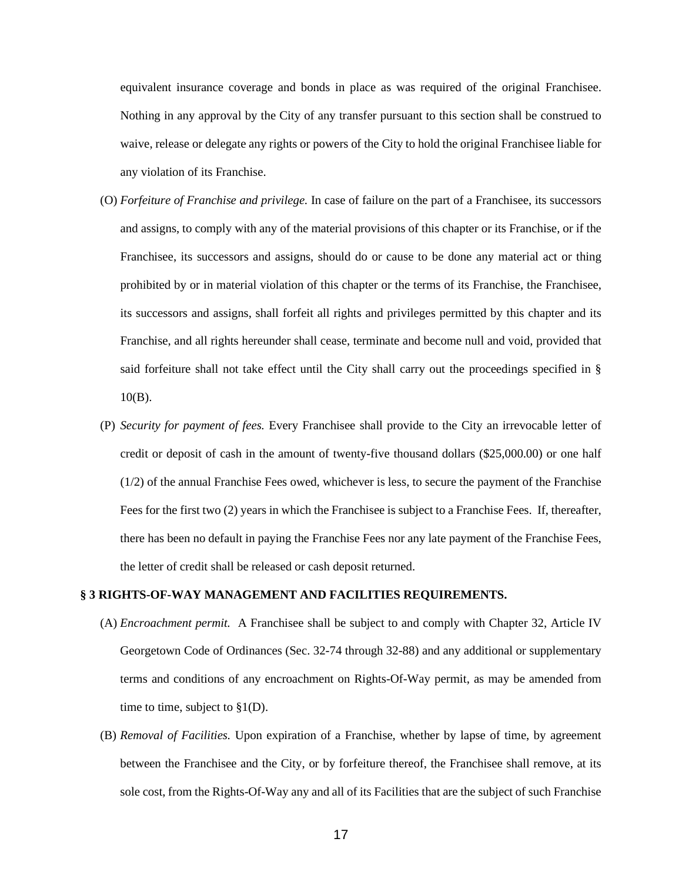equivalent insurance coverage and bonds in place as was required of the original Franchisee. Nothing in any approval by the City of any transfer pursuant to this section shall be construed to waive, release or delegate any rights or powers of the City to hold the original Franchisee liable for any violation of its Franchise.

(O) *Forfeiture of Franchise and privilege.* In case of failure on the part of a Franchisee, its successors and assigns, to comply with any of the material provisions of this chapter or its Franchise, or if the Franchisee, its successors and assigns, should do or cause to be done any material act or thing prohibited by or in material violation of this chapter or the terms of its Franchise, the Franchisee, its successors and assigns, shall forfeit all rights and privileges permitted by this chapter and its Franchise, and all rights hereunder shall cease, terminate and become null and void, provided that said forfeiture shall not take effect until the City shall carry out the proceedings specified in § 10(B).

(P) *Security for payment of fees.* Every Franchisee shall provide to the City an irrevocable letter of credit or deposit of cash in the amount of twenty-five thousand dollars ($25,000.00) or one half (1/2) of the annual Franchise Fees owed, whichever is less, to secure the payment of the Franchise Fees for the first two (2) years in which the Franchisee is subject to a Franchise Fees. If, thereafter, there has been no default in paying the Franchise Fees nor any late payment of the Franchise Fees, the letter of credit shall be released or cash deposit returned.

**§ 3 RIGHTS-OF-WAY MANAGEMENT AND FACILITIES REQUIREMENTS.**

(A) *Encroachment permit.* A Franchisee shall be subject to and comply with Chapter 32, Article IV Georgetown Code of Ordinances (Sec. 32-74 through 32-88) and any additional or supplementary terms and conditions of any encroachment on Rights-Of-Way permit, as may be amended from time to time, subject to §1(D).

(B) *Removal of Facilities.* Upon expiration of a Franchise, whether by lapse of time, by agreement between the Franchisee and the City, or by forfeiture thereof, the Franchisee shall remove, at its sole cost, from the Rights-Of-Way any and all of its Facilities that are the subject of such Franchise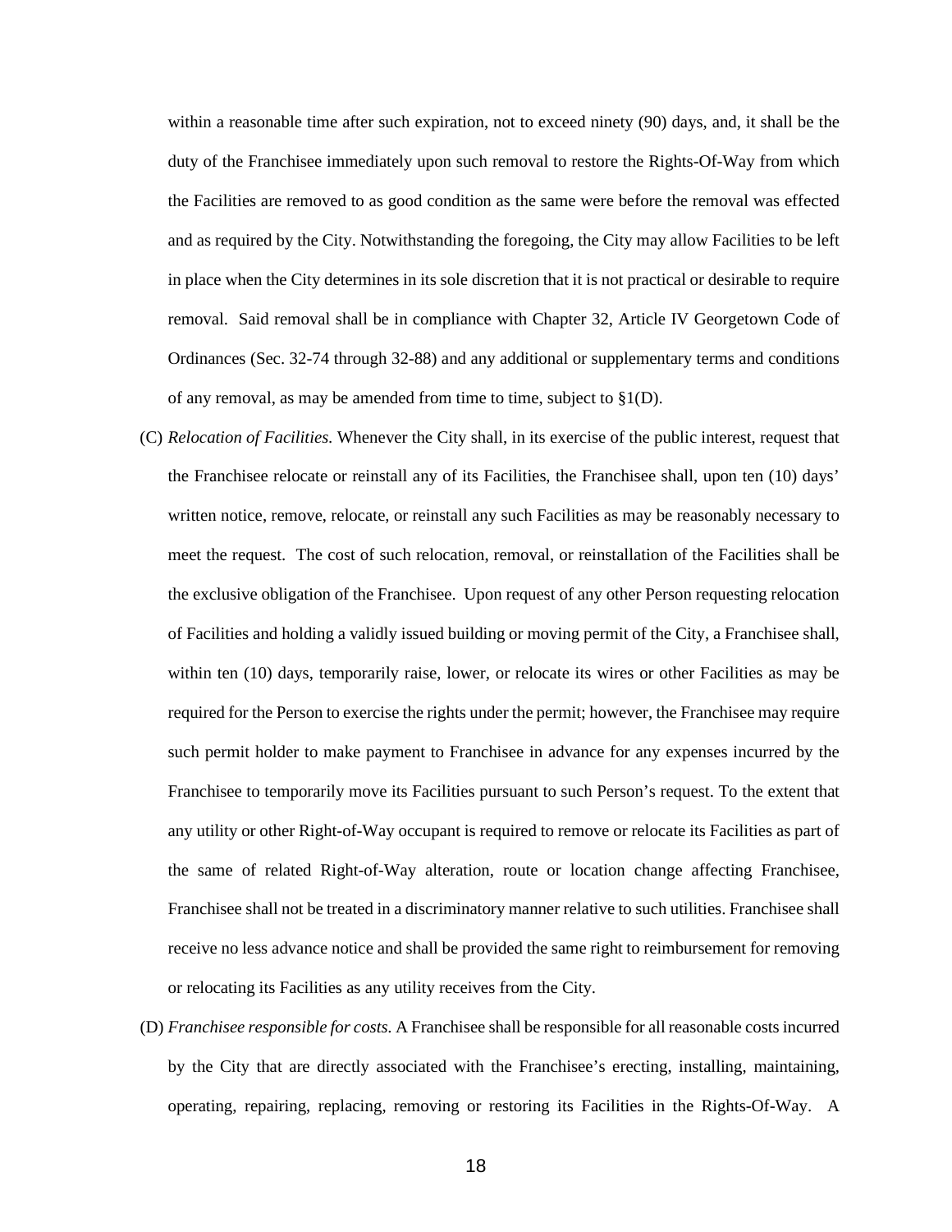within a reasonable time after such expiration, not to exceed ninety (90) days, and, it shall be the duty of the Franchisee immediately upon such removal to restore the Rights-Of-Way from which the Facilities are removed to as good condition as the same were before the removal was effected and as required by the City. Notwithstanding the foregoing, the City may allow Facilities to be left in place when the City determines in its sole discretion that it is not practical or desirable to require removal. Said removal shall be in compliance with Chapter 32, Article IV Georgetown Code of Ordinances (Sec. 32-74 through 32-88) and any additional or supplementary terms and conditions of any removal, as may be amended from time to time, subject to §1(D).

(C) *Relocation of Facilities.* Whenever the City shall, in its exercise of the public interest, request that the Franchisee relocate or reinstall any of its Facilities, the Franchisee shall, upon ten (10) days' written notice, remove, relocate, or reinstall any such Facilities as may be reasonably necessary to meet the request. The cost of such relocation, removal, or reinstallation of the Facilities shall be the exclusive obligation of the Franchisee. Upon request of any other Person requesting relocation of Facilities and holding a validly issued building or moving permit of the City, a Franchisee shall, within ten (10) days, temporarily raise, lower, or relocate its wires or other Facilities as may be required for the Person to exercise the rights under the permit; however, the Franchisee may require such permit holder to make payment to Franchisee in advance for any expenses incurred by the Franchisee to temporarily move its Facilities pursuant to such Person's request. To the extent that any utility or other Right-of-Way occupant is required to remove or relocate its Facilities as part of the same of related Right-of-Way alteration, route or location change affecting Franchisee, Franchisee shall not be treated in a discriminatory manner relative to such utilities. Franchisee shall receive no less advance notice and shall be provided the same right to reimbursement for removing or relocating its Facilities as any utility receives from the City.

(D) *Franchisee responsible for costs.* A Franchisee shall be responsible for all reasonable costs incurred by the City that are directly associated with the Franchisee's erecting, installing, maintaining, operating, repairing, replacing, removing or restoring its Facilities in the Rights-Of-Way. A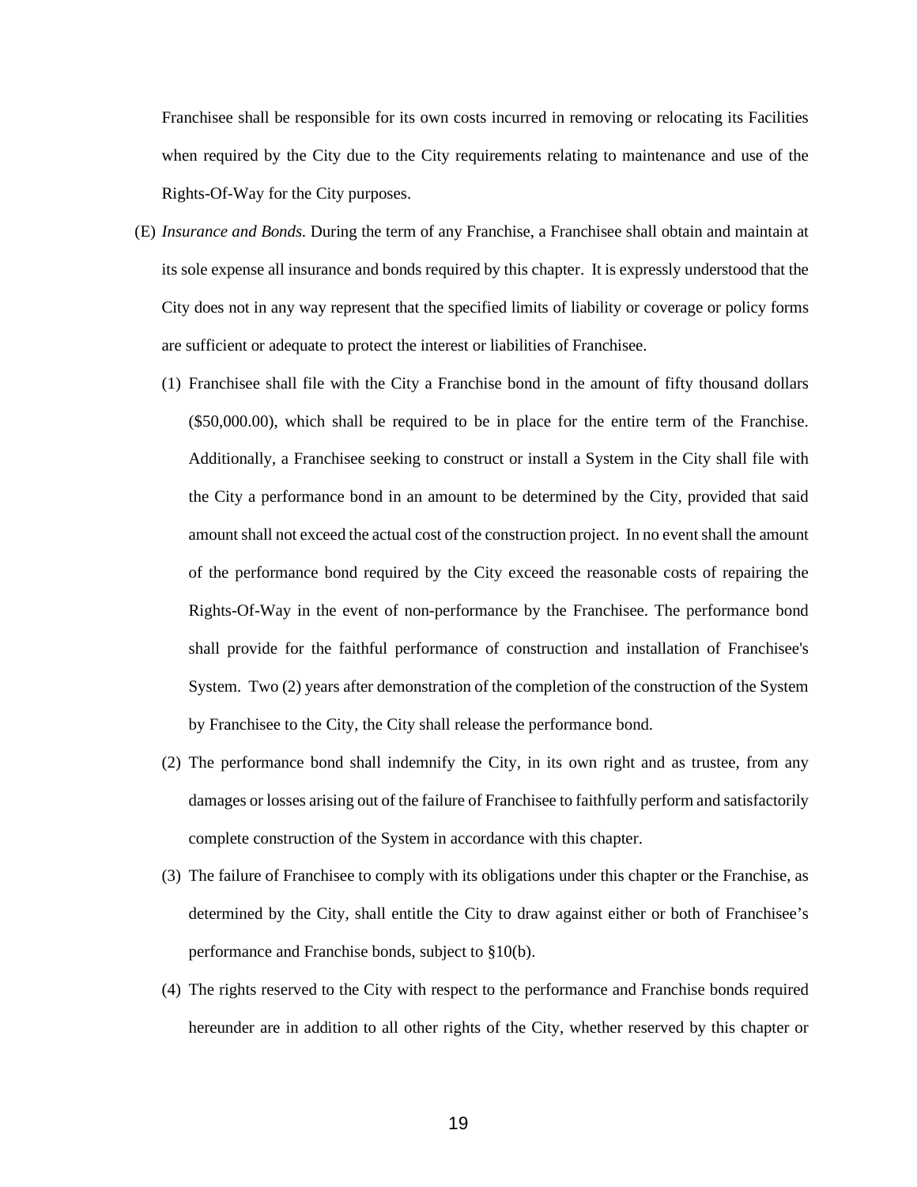Franchisee shall be responsible for its own costs incurred in removing or relocating its Facilities when required by the City due to the City requirements relating to maintenance and use of the Rights-Of-Way for the City purposes.

(E) *Insurance and Bonds.* During the term of any Franchise, a Franchisee shall obtain and maintain at its sole expense all insurance and bonds required by this chapter. It is expressly understood that the City does not in any way represent that the specified limits of liability or coverage or policy forms are sufficient or adequate to protect the interest or liabilities of Franchisee.

(1) Franchisee shall file with the City a Franchise bond in the amount of fifty thousand dollars ($50,000.00), which shall be required to be in place for the entire term of the Franchise. Additionally, a Franchisee seeking to construct or install a System in the City shall file with the City a performance bond in an amount to be determined by the City, provided that said amount shall not exceed the actual cost of the construction project. In no event shall the amount of the performance bond required by the City exceed the reasonable costs of repairing the Rights-Of-Way in the event of non-performance by the Franchisee. The performance bond shall provide for the faithful performance of construction and installation of Franchisee's System. Two (2) years after demonstration of the completion of the construction of the System by Franchisee to the City, the City shall release the performance bond.

(2) The performance bond shall indemnify the City, in its own right and as trustee, from any damages or losses arising out of the failure of Franchisee to faithfully perform and satisfactorily complete construction of the System in accordance with this chapter.

(3) The failure of Franchisee to comply with its obligations under this chapter or the Franchise, as determined by the City, shall entitle the City to draw against either or both of Franchisee's performance and Franchise bonds, subject to §10(b).

(4) The rights reserved to the City with respect to the performance and Franchise bonds required hereunder are in addition to all other rights of the City, whether reserved by this chapter or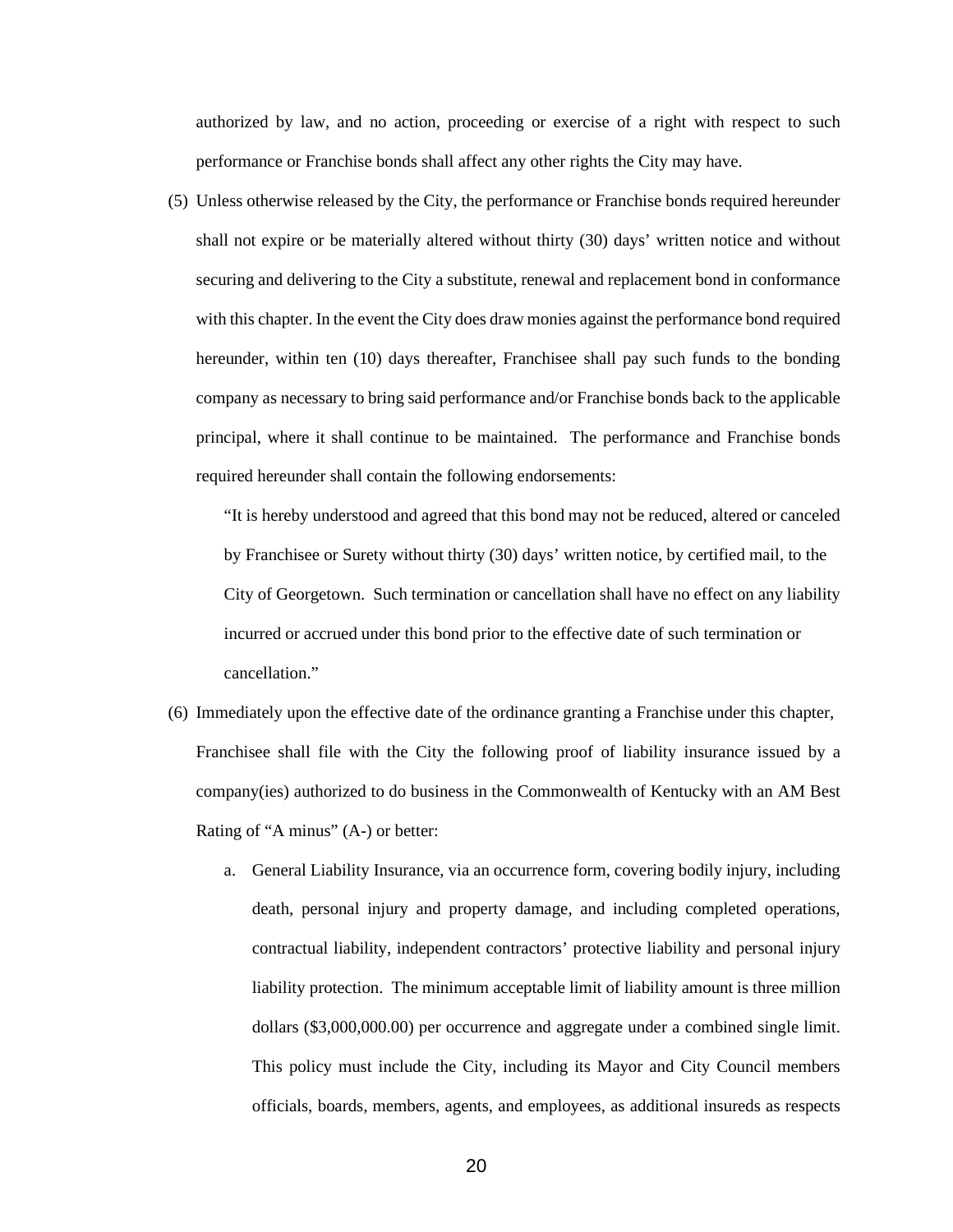authorized by law, and no action, proceeding or exercise of a right with respect to such performance or Franchise bonds shall affect any other rights the City may have.

(5) Unless otherwise released by the City, the performance or Franchise bonds required hereunder shall not expire or be materially altered without thirty (30) days' written notice and without securing and delivering to the City a substitute, renewal and replacement bond in conformance with this chapter. In the event the City does draw monies against the performance bond required hereunder, within ten (10) days thereafter, Franchisee shall pay such funds to the bonding company as necessary to bring said performance and/or Franchise bonds back to the applicable principal, where it shall continue to be maintained. The performance and Franchise bonds required hereunder shall contain the following endorsements:

   "It is hereby understood and agreed that this bond may not be reduced, altered or canceled by Franchisee or Surety without thirty (30) days' written notice, by certified mail, to the City of Georgetown. Such termination or cancellation shall have no effect on any liability incurred or accrued under this bond prior to the effective date of such termination or cancellation."

(6) Immediately upon the effective date of the ordinance granting a Franchise under this chapter, Franchisee shall file with the City the following proof of liability insurance issued by a company(ies) authorized to do business in the Commonwealth of Kentucky with an AM Best Rating of "A minus" (A-) or better:

   a. General Liability Insurance, via an occurrence form, covering bodily injury, including death, personal injury and property damage, and including completed operations, contractual liability, independent contractors' protective liability and personal injury liability protection. The minimum acceptable limit of liability amount is three million dollars ($3,000,000.00) per occurrence and aggregate under a combined single limit. This policy must include the City, including its Mayor and City Council members officials, boards, members, agents, and employees, as additional insureds as respects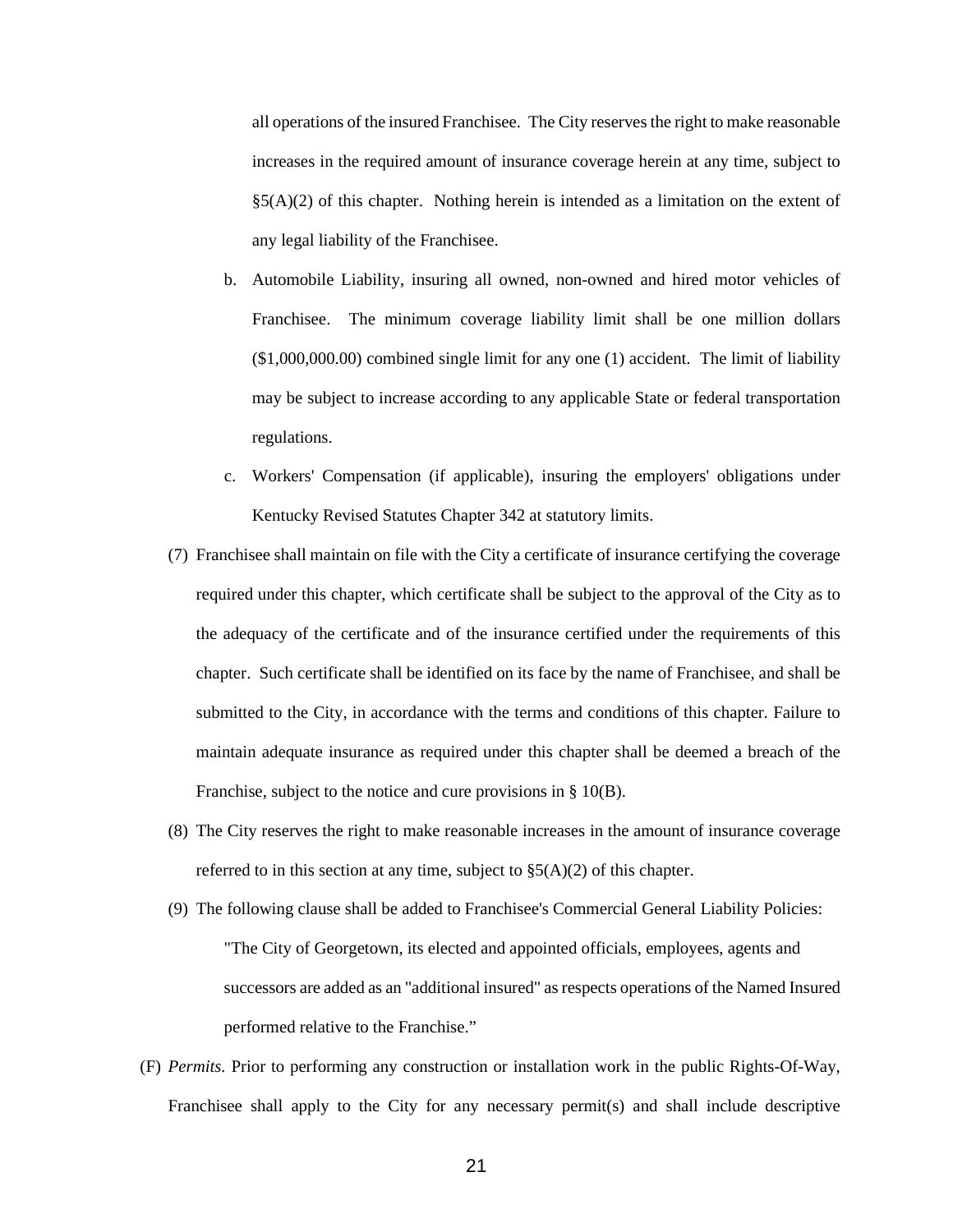all operations of the insured Franchisee. The City reserves the right to make reasonable increases in the required amount of insurance coverage herein at any time, subject to §5(A)(2) of this chapter. Nothing herein is intended as a limitation on the extent of any legal liability of the Franchisee.

b. Automobile Liability, insuring all owned, non-owned and hired motor vehicles of Franchisee. The minimum coverage liability limit shall be one million dollars ($1,000,000.00) combined single limit for any one (1) accident. The limit of liability may be subject to increase according to any applicable State or federal transportation regulations.

c. Workers' Compensation (if applicable), insuring the employers' obligations under Kentucky Revised Statutes Chapter 342 at statutory limits.

(7) Franchisee shall maintain on file with the City a certificate of insurance certifying the coverage required under this chapter, which certificate shall be subject to the approval of the City as to the adequacy of the certificate and of the insurance certified under the requirements of this chapter. Such certificate shall be identified on its face by the name of Franchisee, and shall be submitted to the City, in accordance with the terms and conditions of this chapter. Failure to maintain adequate insurance as required under this chapter shall be deemed a breach of the Franchise, subject to the notice and cure provisions in § 10(B).

(8) The City reserves the right to make reasonable increases in the amount of insurance coverage referred to in this section at any time, subject to §5(A)(2) of this chapter.

(9) The following clause shall be added to Franchisee's Commercial General Liability Policies:

"The City of Georgetown, its elected and appointed officials, employees, agents and successors are added as an "additional insured" as respects operations of the Named Insured performed relative to the Franchise."

(F) *Permits.* Prior to performing any construction or installation work in the public Rights-Of-Way, Franchisee shall apply to the City for any necessary permit(s) and shall include descriptive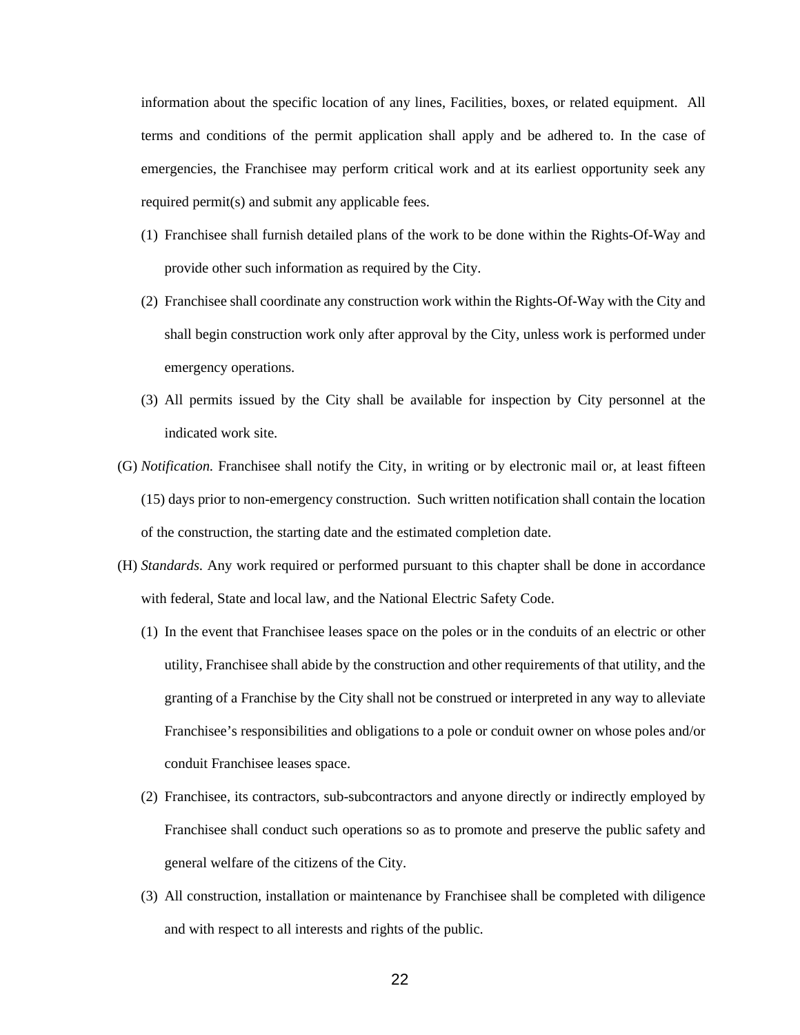information about the specific location of any lines, Facilities, boxes, or related equipment. All terms and conditions of the permit application shall apply and be adhered to. In the case of emergencies, the Franchisee may perform critical work and at its earliest opportunity seek any required permit(s) and submit any applicable fees.

(1) Franchisee shall furnish detailed plans of the work to be done within the Rights-Of-Way and provide other such information as required by the City.

(2) Franchisee shall coordinate any construction work within the Rights-Of-Way with the City and shall begin construction work only after approval by the City, unless work is performed under emergency operations.

(3) All permits issued by the City shall be available for inspection by City personnel at the indicated work site.

(G) *Notification.* Franchisee shall notify the City, in writing or by electronic mail or, at least fifteen (15) days prior to non-emergency construction. Such written notification shall contain the location of the construction, the starting date and the estimated completion date.

(H) *Standards.* Any work required or performed pursuant to this chapter shall be done in accordance with federal, State and local law, and the National Electric Safety Code.

(1) In the event that Franchisee leases space on the poles or in the conduits of an electric or other utility, Franchisee shall abide by the construction and other requirements of that utility, and the granting of a Franchise by the City shall not be construed or interpreted in any way to alleviate Franchisee's responsibilities and obligations to a pole or conduit owner on whose poles and/or conduit Franchisee leases space.

(2) Franchisee, its contractors, sub-subcontractors and anyone directly or indirectly employed by Franchisee shall conduct such operations so as to promote and preserve the public safety and general welfare of the citizens of the City.

(3) All construction, installation or maintenance by Franchisee shall be completed with diligence and with respect to all interests and rights of the public.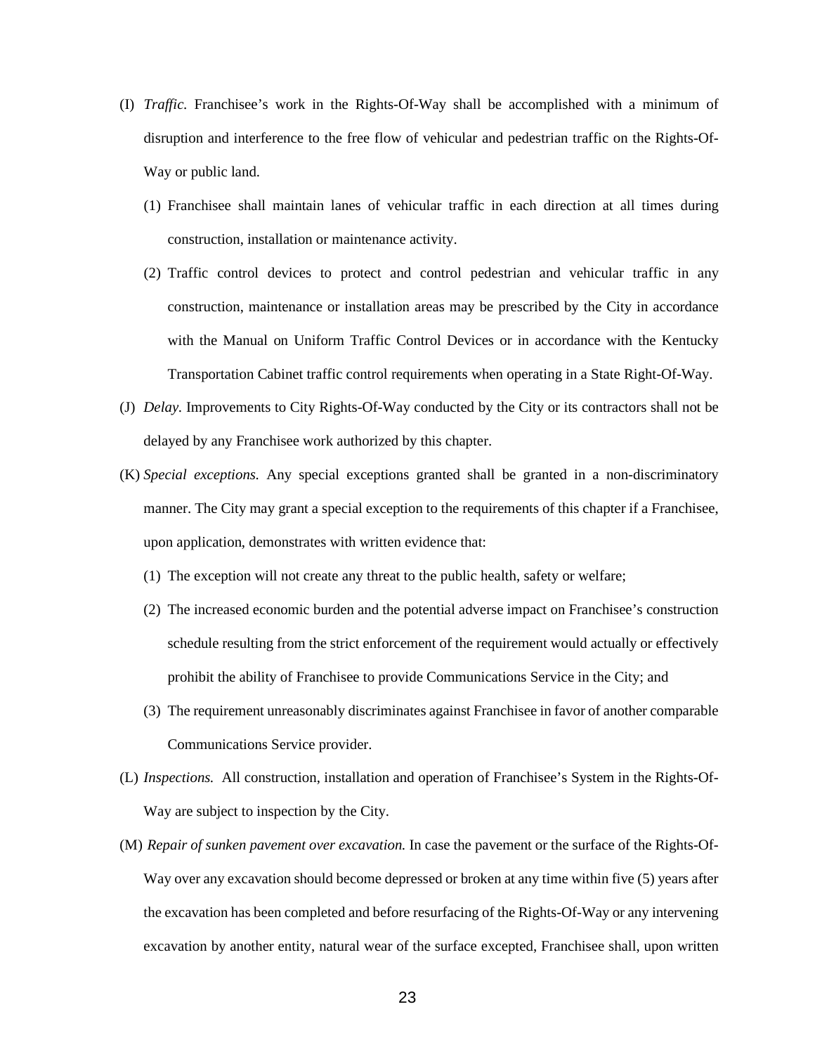(I) *Traffic.* Franchisee's work in the Rights-Of-Way shall be accomplished with a minimum of disruption and interference to the free flow of vehicular and pedestrian traffic on the Rights-Of-Way or public land.

   (1) Franchisee shall maintain lanes of vehicular traffic in each direction at all times during construction, installation or maintenance activity.

   (2) Traffic control devices to protect and control pedestrian and vehicular traffic in any construction, maintenance or installation areas may be prescribed by the City in accordance with the Manual on Uniform Traffic Control Devices or in accordance with the Kentucky Transportation Cabinet traffic control requirements when operating in a State Right-Of-Way.

(J) *Delay.* Improvements to City Rights-Of-Way conducted by the City or its contractors shall not be delayed by any Franchisee work authorized by this chapter.

(K) *Special exceptions.* Any special exceptions granted shall be granted in a non-discriminatory manner. The City may grant a special exception to the requirements of this chapter if a Franchisee, upon application, demonstrates with written evidence that:

   (1) The exception will not create any threat to the public health, safety or welfare;

   (2) The increased economic burden and the potential adverse impact on Franchisee's construction schedule resulting from the strict enforcement of the requirement would actually or effectively prohibit the ability of Franchisee to provide Communications Service in the City; and

   (3) The requirement unreasonably discriminates against Franchisee in favor of another comparable Communications Service provider.

(L) *Inspections.* All construction, installation and operation of Franchisee's System in the Rights-Of-Way are subject to inspection by the City.

(M) *Repair of sunken pavement over excavation.* In case the pavement or the surface of the Rights-Of-Way over any excavation should become depressed or broken at any time within five (5) years after the excavation has been completed and before resurfacing of the Rights-Of-Way or any intervening excavation by another entity, natural wear of the surface excepted, Franchisee shall, upon written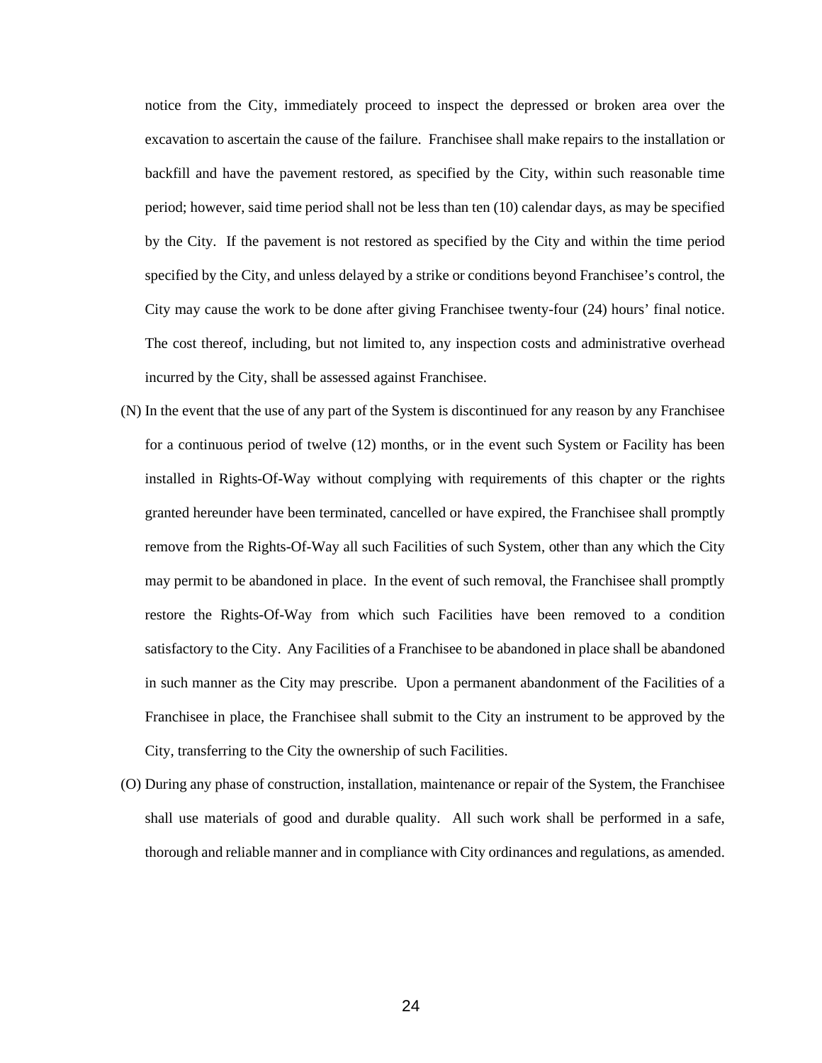notice from the City, immediately proceed to inspect the depressed or broken area over the excavation to ascertain the cause of the failure. Franchisee shall make repairs to the installation or backfill and have the pavement restored, as specified by the City, within such reasonable time period; however, said time period shall not be less than ten (10) calendar days, as may be specified by the City. If the pavement is not restored as specified by the City and within the time period specified by the City, and unless delayed by a strike or conditions beyond Franchisee's control, the City may cause the work to be done after giving Franchisee twenty-four (24) hours' final notice. The cost thereof, including, but not limited to, any inspection costs and administrative overhead incurred by the City, shall be assessed against Franchisee.

(N) In the event that the use of any part of the System is discontinued for any reason by any Franchisee for a continuous period of twelve (12) months, or in the event such System or Facility has been installed in Rights-Of-Way without complying with requirements of this chapter or the rights granted hereunder have been terminated, cancelled or have expired, the Franchisee shall promptly remove from the Rights-Of-Way all such Facilities of such System, other than any which the City may permit to be abandoned in place. In the event of such removal, the Franchisee shall promptly restore the Rights-Of-Way from which such Facilities have been removed to a condition satisfactory to the City. Any Facilities of a Franchisee to be abandoned in place shall be abandoned in such manner as the City may prescribe. Upon a permanent abandonment of the Facilities of a Franchisee in place, the Franchisee shall submit to the City an instrument to be approved by the City, transferring to the City the ownership of such Facilities.

(O) During any phase of construction, installation, maintenance or repair of the System, the Franchisee shall use materials of good and durable quality. All such work shall be performed in a safe, thorough and reliable manner and in compliance with City ordinances and regulations, as amended.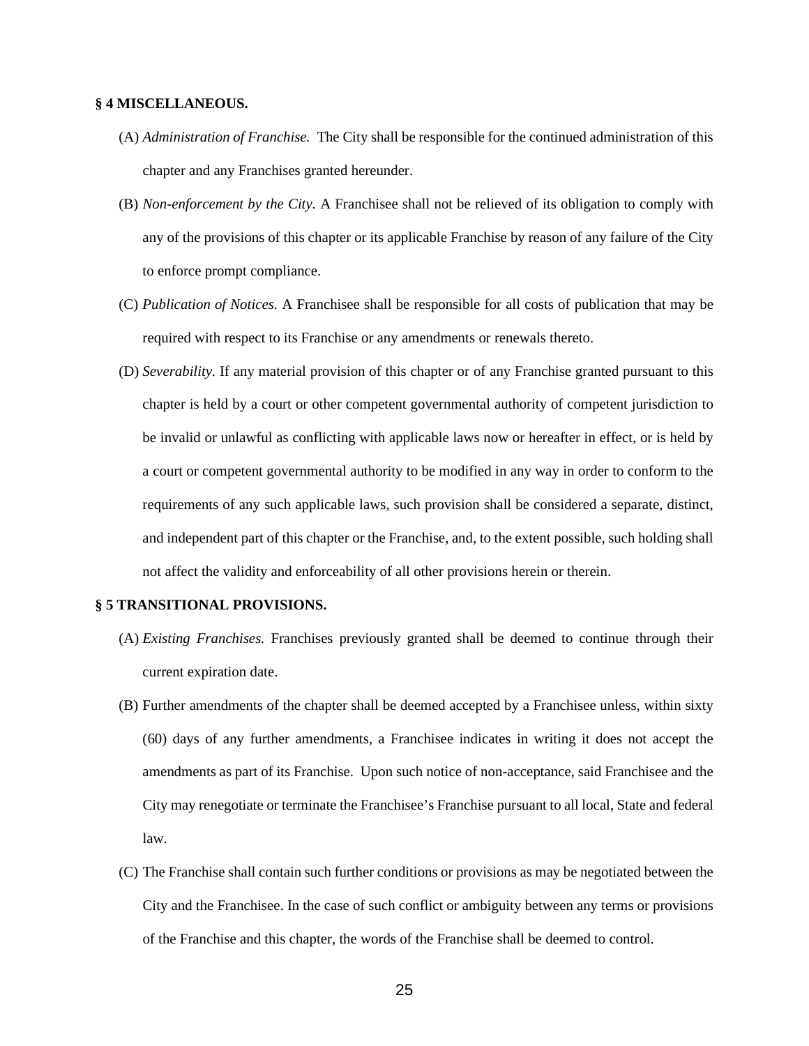**§ 4 MISCELLANEOUS.**

(A) *Administration of Franchise.* The City shall be responsible for the continued administration of this chapter and any Franchises granted hereunder.

(B) *Non-enforcement by the City.* A Franchisee shall not be relieved of its obligation to comply with any of the provisions of this chapter or its applicable Franchise by reason of any failure of the City to enforce prompt compliance.

(C) *Publication of Notices.* A Franchisee shall be responsible for all costs of publication that may be required with respect to its Franchise or any amendments or renewals thereto.

(D) *Severability.* If any material provision of this chapter or of any Franchise granted pursuant to this chapter is held by a court or other competent governmental authority of competent jurisdiction to be invalid or unlawful as conflicting with applicable laws now or hereafter in effect, or is held by a court or competent governmental authority to be modified in any way in order to conform to the requirements of any such applicable laws, such provision shall be considered a separate, distinct, and independent part of this chapter or the Franchise, and, to the extent possible, such holding shall not affect the validity and enforceability of all other provisions herein or therein.

**§ 5 TRANSITIONAL PROVISIONS.**

(A) *Existing Franchises.* Franchises previously granted shall be deemed to continue through their current expiration date.

(B) Further amendments of the chapter shall be deemed accepted by a Franchisee unless, within sixty (60) days of any further amendments, a Franchisee indicates in writing it does not accept the amendments as part of its Franchise. Upon such notice of non-acceptance, said Franchisee and the City may renegotiate or terminate the Franchisee's Franchise pursuant to all local, State and federal law.

(C) The Franchise shall contain such further conditions or provisions as may be negotiated between the City and the Franchisee. In the case of such conflict or ambiguity between any terms or provisions of the Franchise and this chapter, the words of the Franchise shall be deemed to control.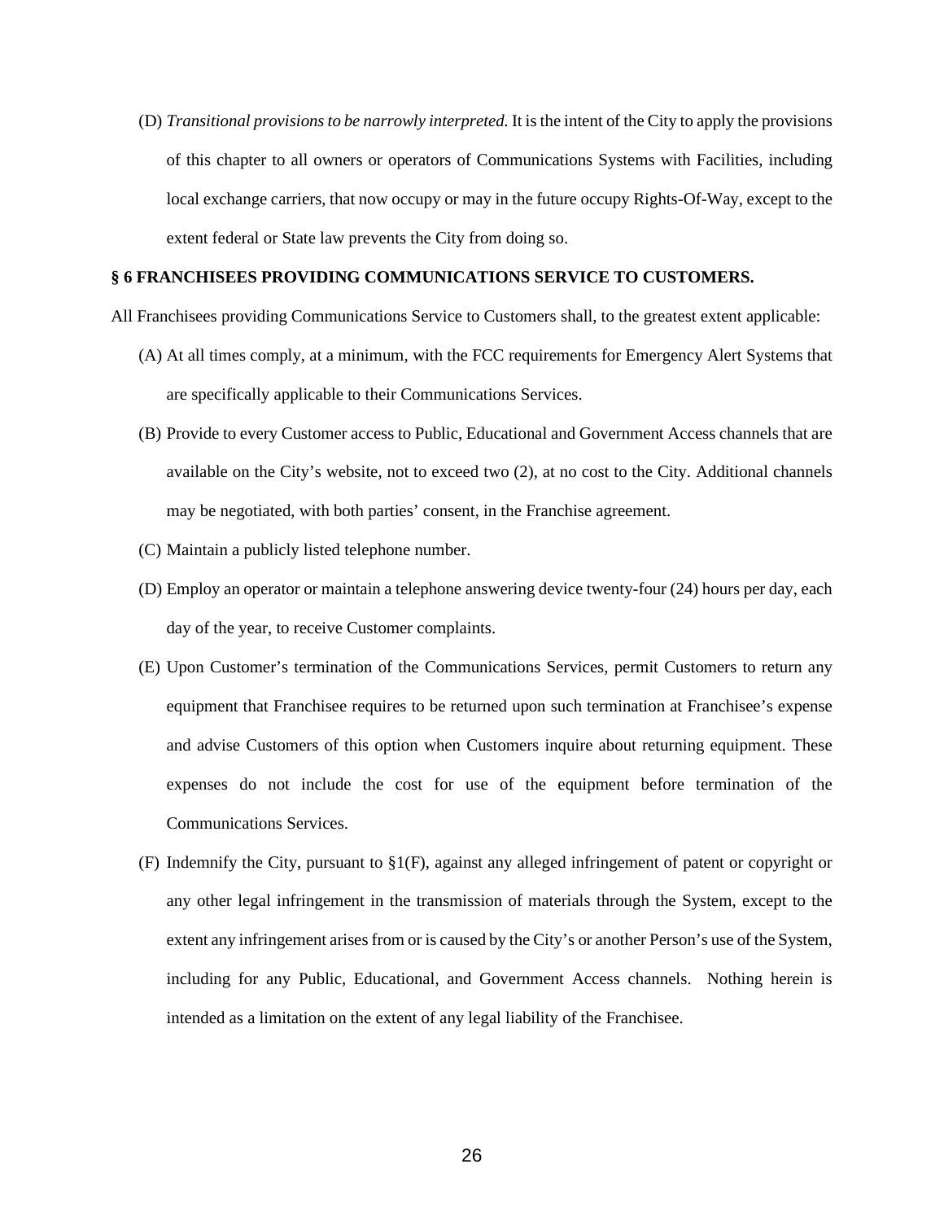(D) *Transitional provisions to be narrowly interpreted.* It is the intent of the City to apply the provisions of this chapter to all owners or operators of Communications Systems with Facilities, including local exchange carriers, that now occupy or may in the future occupy Rights-Of-Way, except to the extent federal or State law prevents the City from doing so.

**§ 6 FRANCHISEES PROVIDING COMMUNICATIONS SERVICE TO CUSTOMERS.**

All Franchisees providing Communications Service to Customers shall, to the greatest extent applicable:

(A) At all times comply, at a minimum, with the FCC requirements for Emergency Alert Systems that are specifically applicable to their Communications Services.

(B) Provide to every Customer access to Public, Educational and Government Access channels that are available on the City's website, not to exceed two (2), at no cost to the City. Additional channels may be negotiated, with both parties' consent, in the Franchise agreement.

(C) Maintain a publicly listed telephone number.

(D) Employ an operator or maintain a telephone answering device twenty-four (24) hours per day, each day of the year, to receive Customer complaints.

(E) Upon Customer's termination of the Communications Services, permit Customers to return any equipment that Franchisee requires to be returned upon such termination at Franchisee's expense and advise Customers of this option when Customers inquire about returning equipment. These expenses do not include the cost for use of the equipment before termination of the Communications Services.

(F) Indemnify the City, pursuant to §1(F), against any alleged infringement of patent or copyright or any other legal infringement in the transmission of materials through the System, except to the extent any infringement arises from or is caused by the City's or another Person's use of the System, including for any Public, Educational, and Government Access channels. Nothing herein is intended as a limitation on the extent of any legal liability of the Franchisee.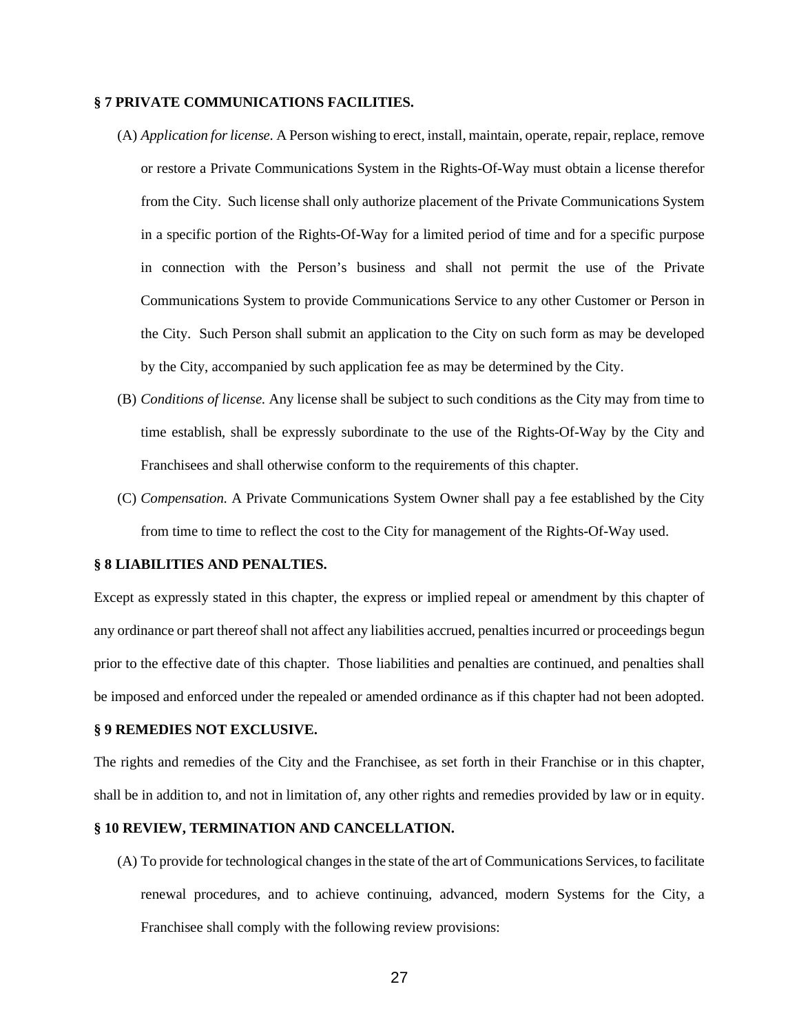**§ 7 PRIVATE COMMUNICATIONS FACILITIES.**

(A) *Application for license.* A Person wishing to erect, install, maintain, operate, repair, replace, remove or restore a Private Communications System in the Rights-Of-Way must obtain a license therefor from the City. Such license shall only authorize placement of the Private Communications System in a specific portion of the Rights-Of-Way for a limited period of time and for a specific purpose in connection with the Person's business and shall not permit the use of the Private Communications System to provide Communications Service to any other Customer or Person in the City. Such Person shall submit an application to the City on such form as may be developed by the City, accompanied by such application fee as may be determined by the City.

(B) *Conditions of license.* Any license shall be subject to such conditions as the City may from time to time establish, shall be expressly subordinate to the use of the Rights-Of-Way by the City and Franchisees and shall otherwise conform to the requirements of this chapter.

(C) *Compensation.* A Private Communications System Owner shall pay a fee established by the City from time to time to reflect the cost to the City for management of the Rights-Of-Way used.

**§ 8 LIABILITIES AND PENALTIES.**

Except as expressly stated in this chapter, the express or implied repeal or amendment by this chapter of any ordinance or part thereof shall not affect any liabilities accrued, penalties incurred or proceedings begun prior to the effective date of this chapter. Those liabilities and penalties are continued, and penalties shall be imposed and enforced under the repealed or amended ordinance as if this chapter had not been adopted.

**§ 9 REMEDIES NOT EXCLUSIVE.**

The rights and remedies of the City and the Franchisee, as set forth in their Franchise or in this chapter, shall be in addition to, and not in limitation of, any other rights and remedies provided by law or in equity.

**§ 10 REVIEW, TERMINATION AND CANCELLATION.**

(A) To provide for technological changes in the state of the art of Communications Services, to facilitate renewal procedures, and to achieve continuing, advanced, modern Systems for the City, a Franchisee shall comply with the following review provisions: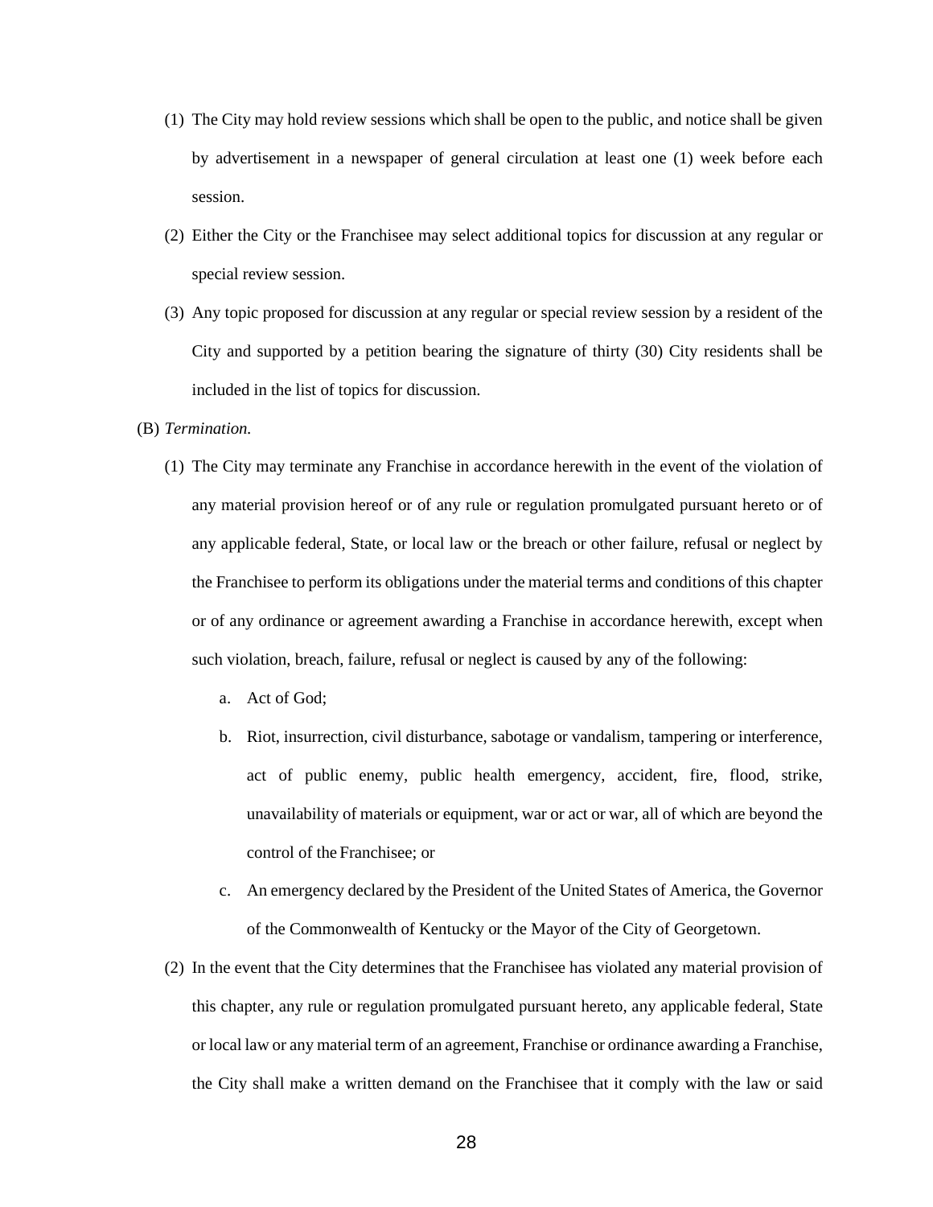(1) The City may hold review sessions which shall be open to the public, and notice shall be given by advertisement in a newspaper of general circulation at least one (1) week before each session.

(2) Either the City or the Franchisee may select additional topics for discussion at any regular or special review session.

(3) Any topic proposed for discussion at any regular or special review session by a resident of the City and supported by a petition bearing the signature of thirty (30) City residents shall be included in the list of topics for discussion.

(B) *Termination.*

(1) The City may terminate any Franchise in accordance herewith in the event of the violation of any material provision hereof or of any rule or regulation promulgated pursuant hereto or of any applicable federal, State, or local law or the breach or other failure, refusal or neglect by the Franchisee to perform its obligations under the material terms and conditions of this chapter or of any ordinance or agreement awarding a Franchise in accordance herewith, except when such violation, breach, failure, refusal or neglect is caused by any of the following:

a. Act of God;

b. Riot, insurrection, civil disturbance, sabotage or vandalism, tampering or interference, act of public enemy, public health emergency, accident, fire, flood, strike, unavailability of materials or equipment, war or act or war, all of which are beyond the control of the Franchisee; or

c. An emergency declared by the President of the United States of America, the Governor of the Commonwealth of Kentucky or the Mayor of the City of Georgetown.

(2) In the event that the City determines that the Franchisee has violated any material provision of this chapter, any rule or regulation promulgated pursuant hereto, any applicable federal, State or local law or any material term of an agreement, Franchise or ordinance awarding a Franchise, the City shall make a written demand on the Franchisee that it comply with the law or said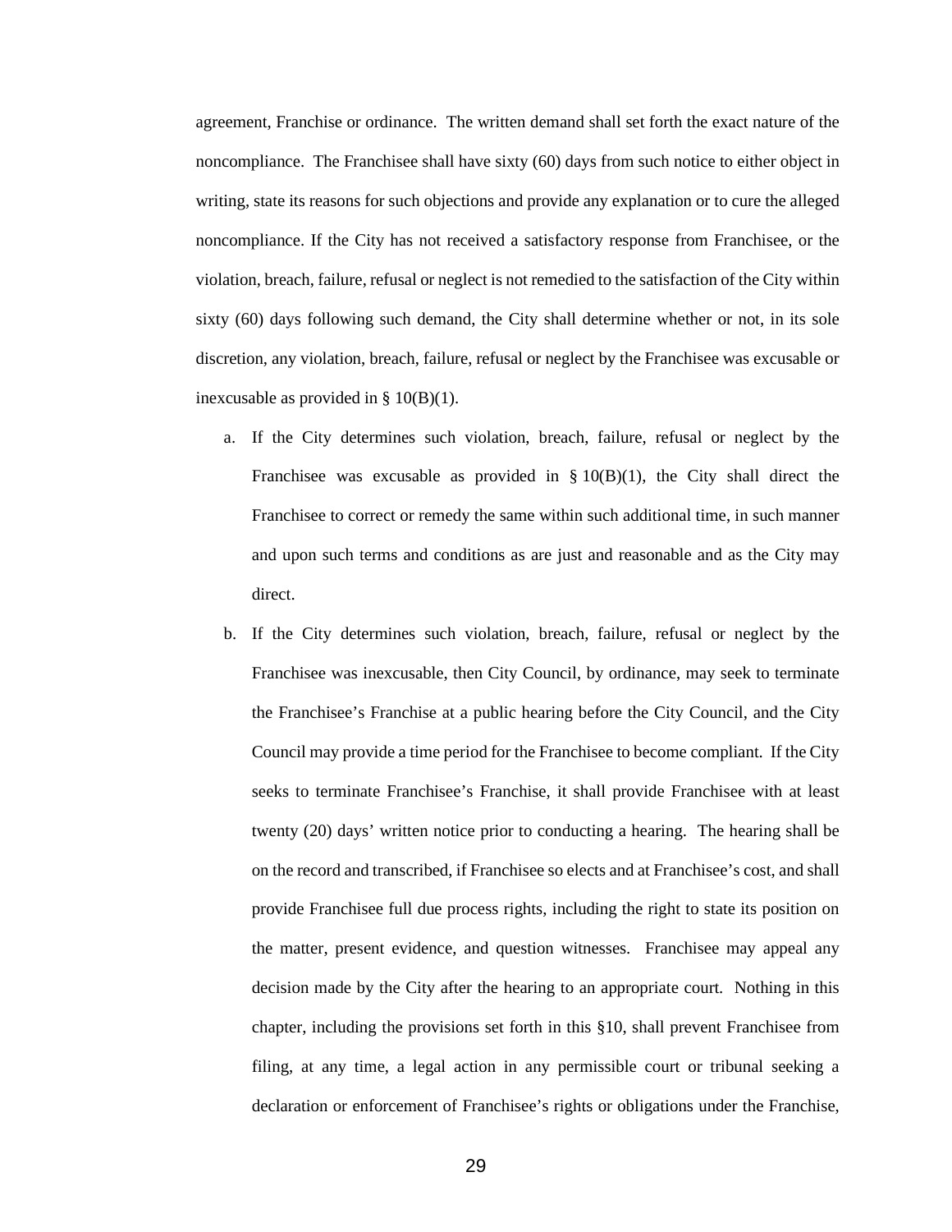agreement, Franchise or ordinance. The written demand shall set forth the exact nature of the noncompliance. The Franchisee shall have sixty (60) days from such notice to either object in writing, state its reasons for such objections and provide any explanation or to cure the alleged noncompliance. If the City has not received a satisfactory response from Franchisee, or the violation, breach, failure, refusal or neglect is not remedied to the satisfaction of the City within sixty (60) days following such demand, the City shall determine whether or not, in its sole discretion, any violation, breach, failure, refusal or neglect by the Franchisee was excusable or inexcusable as provided in § 10(B)(1).

a. If the City determines such violation, breach, failure, refusal or neglect by the Franchisee was excusable as provided in § 10(B)(1), the City shall direct the Franchisee to correct or remedy the same within such additional time, in such manner and upon such terms and conditions as are just and reasonable and as the City may direct.

b. If the City determines such violation, breach, failure, refusal or neglect by the Franchisee was inexcusable, then City Council, by ordinance, may seek to terminate the Franchisee's Franchise at a public hearing before the City Council, and the City Council may provide a time period for the Franchisee to become compliant. If the City seeks to terminate Franchisee's Franchise, it shall provide Franchisee with at least twenty (20) days' written notice prior to conducting a hearing. The hearing shall be on the record and transcribed, if Franchisee so elects and at Franchisee's cost, and shall provide Franchisee full due process rights, including the right to state its position on the matter, present evidence, and question witnesses. Franchisee may appeal any decision made by the City after the hearing to an appropriate court. Nothing in this chapter, including the provisions set forth in this §10, shall prevent Franchisee from filing, at any time, a legal action in any permissible court or tribunal seeking a declaration or enforcement of Franchisee's rights or obligations under the Franchise,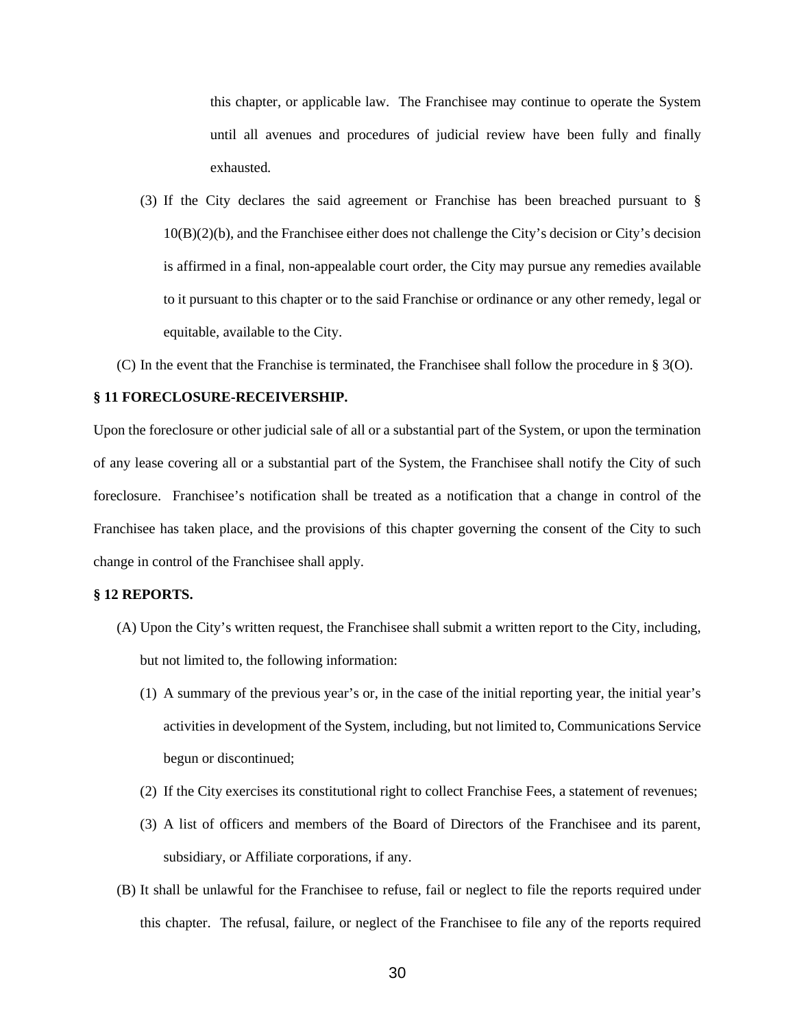this chapter, or applicable law. The Franchisee may continue to operate the System until all avenues and procedures of judicial review have been fully and finally exhausted.

(3) If the City declares the said agreement or Franchise has been breached pursuant to § 10(B)(2)(b), and the Franchisee either does not challenge the City's decision or City's decision is affirmed in a final, non-appealable court order, the City may pursue any remedies available to it pursuant to this chapter or to the said Franchise or ordinance or any other remedy, legal or equitable, available to the City.

(C) In the event that the Franchise is terminated, the Franchisee shall follow the procedure in § 3(O).

**§ 11 FORECLOSURE-RECEIVERSHIP.**

Upon the foreclosure or other judicial sale of all or a substantial part of the System, or upon the termination of any lease covering all or a substantial part of the System, the Franchisee shall notify the City of such foreclosure. Franchisee's notification shall be treated as a notification that a change in control of the Franchisee has taken place, and the provisions of this chapter governing the consent of the City to such change in control of the Franchisee shall apply.

**§ 12 REPORTS.**

(A) Upon the City's written request, the Franchisee shall submit a written report to the City, including, but not limited to, the following information:

(1) A summary of the previous year's or, in the case of the initial reporting year, the initial year's activities in development of the System, including, but not limited to, Communications Service begun or discontinued;

(2) If the City exercises its constitutional right to collect Franchise Fees, a statement of revenues;

(3) A list of officers and members of the Board of Directors of the Franchisee and its parent, subsidiary, or Affiliate corporations, if any.

(B) It shall be unlawful for the Franchisee to refuse, fail or neglect to file the reports required under this chapter. The refusal, failure, or neglect of the Franchisee to file any of the reports required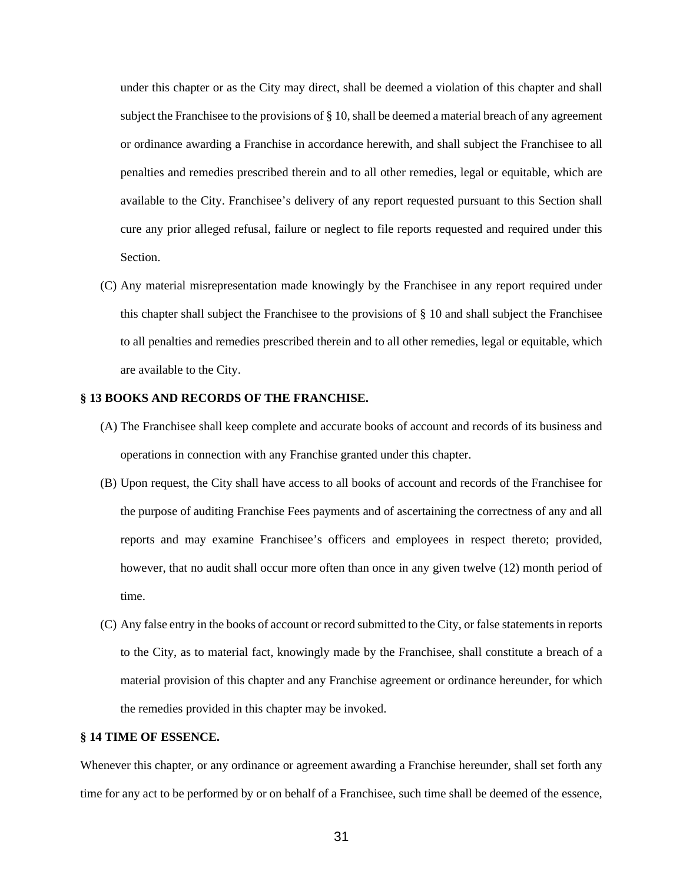under this chapter or as the City may direct, shall be deemed a violation of this chapter and shall subject the Franchisee to the provisions of § 10, shall be deemed a material breach of any agreement or ordinance awarding a Franchise in accordance herewith, and shall subject the Franchisee to all penalties and remedies prescribed therein and to all other remedies, legal or equitable, which are available to the City. Franchisee's delivery of any report requested pursuant to this Section shall cure any prior alleged refusal, failure or neglect to file reports requested and required under this Section.

(C) Any material misrepresentation made knowingly by the Franchisee in any report required under this chapter shall subject the Franchisee to the provisions of § 10 and shall subject the Franchisee to all penalties and remedies prescribed therein and to all other remedies, legal or equitable, which are available to the City.

**§ 13 BOOKS AND RECORDS OF THE FRANCHISE.**

(A) The Franchisee shall keep complete and accurate books of account and records of its business and operations in connection with any Franchise granted under this chapter.

(B) Upon request, the City shall have access to all books of account and records of the Franchisee for the purpose of auditing Franchise Fees payments and of ascertaining the correctness of any and all reports and may examine Franchisee's officers and employees in respect thereto; provided, however, that no audit shall occur more often than once in any given twelve (12) month period of time.

(C) Any false entry in the books of account or record submitted to the City, or false statements in reports to the City, as to material fact, knowingly made by the Franchisee, shall constitute a breach of a material provision of this chapter and any Franchise agreement or ordinance hereunder, for which the remedies provided in this chapter may be invoked.

**§ 14 TIME OF ESSENCE.**

Whenever this chapter, or any ordinance or agreement awarding a Franchise hereunder, shall set forth any time for any act to be performed by or on behalf of a Franchisee, such time shall be deemed of the essence,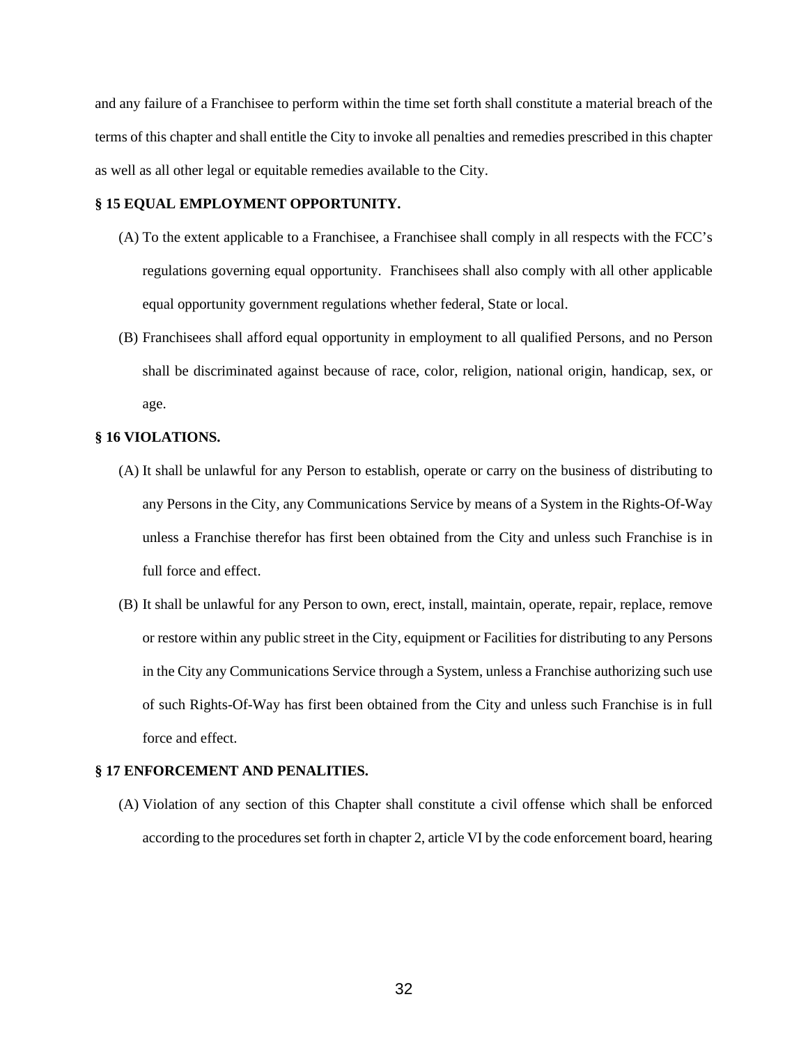and any failure of a Franchisee to perform within the time set forth shall constitute a material breach of the terms of this chapter and shall entitle the City to invoke all penalties and remedies prescribed in this chapter as well as all other legal or equitable remedies available to the City.

**§ 15 EQUAL EMPLOYMENT OPPORTUNITY.**

(A) To the extent applicable to a Franchisee, a Franchisee shall comply in all respects with the FCC's regulations governing equal opportunity. Franchisees shall also comply with all other applicable equal opportunity government regulations whether federal, State or local.

(B) Franchisees shall afford equal opportunity in employment to all qualified Persons, and no Person shall be discriminated against because of race, color, religion, national origin, handicap, sex, or age.

**§ 16 VIOLATIONS.**

(A) It shall be unlawful for any Person to establish, operate or carry on the business of distributing to any Persons in the City, any Communications Service by means of a System in the Rights-Of-Way unless a Franchise therefor has first been obtained from the City and unless such Franchise is in full force and effect.

(B) It shall be unlawful for any Person to own, erect, install, maintain, operate, repair, replace, remove or restore within any public street in the City, equipment or Facilities for distributing to any Persons in the City any Communications Service through a System, unless a Franchise authorizing such use of such Rights-Of-Way has first been obtained from the City and unless such Franchise is in full force and effect.

**§ 17 ENFORCEMENT AND PENALITIES.**

(A) Violation of any section of this Chapter shall constitute a civil offense which shall be enforced according to the procedures set forth in chapter 2, article VI by the code enforcement board, hearing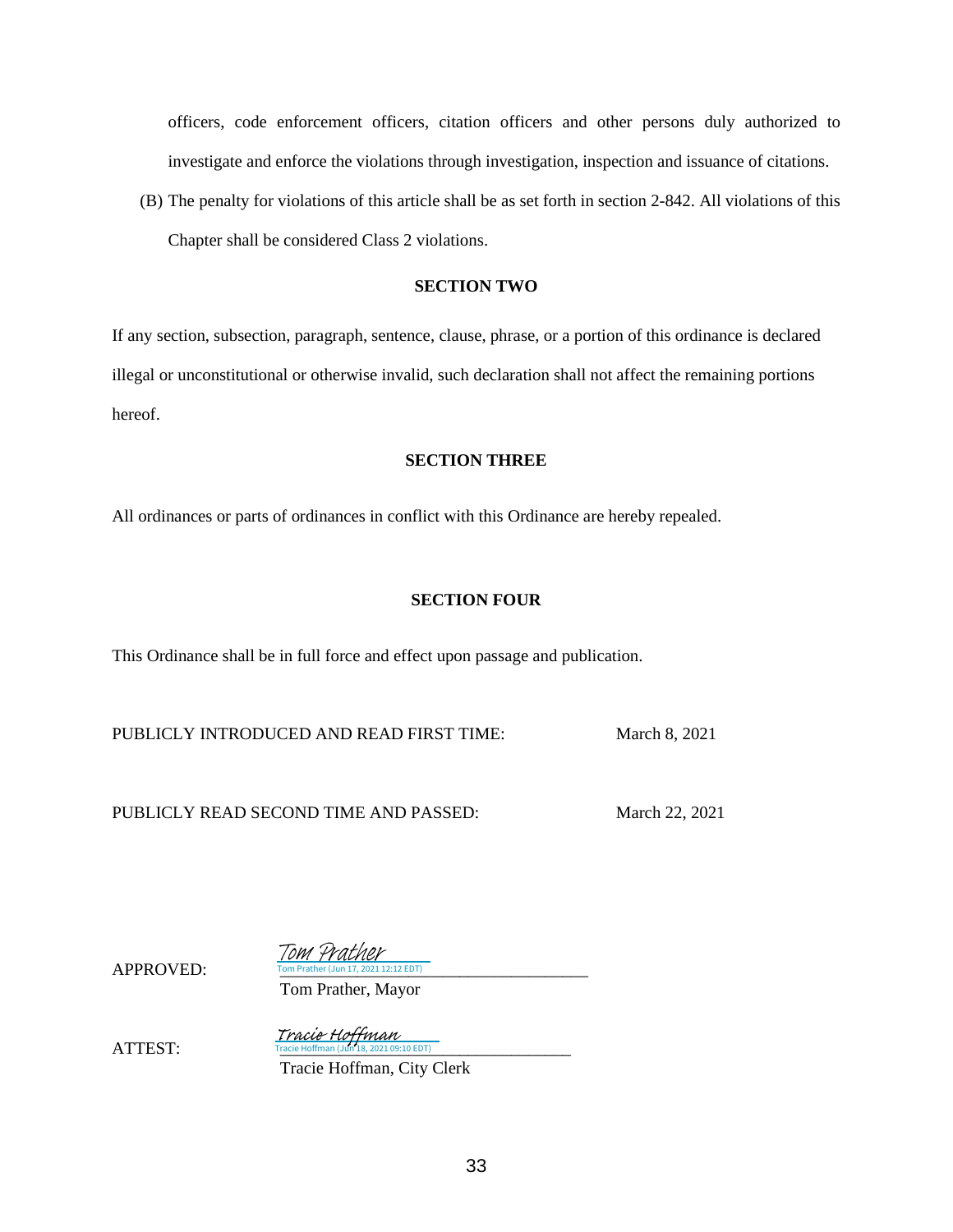officers, code enforcement officers, citation officers and other persons duly authorized to investigate and enforce the violations through investigation, inspection and issuance of citations.

(B) The penalty for violations of this article shall be as set forth in section 2-842. All violations of this Chapter shall be considered Class 2 violations.

**SECTION TWO**

If any section, subsection, paragraph, sentence, clause, phrase, or a portion of this ordinance is declared illegal or unconstitutional or otherwise invalid, such declaration shall not affect the remaining portions hereof.

**SECTION THREE**

All ordinances or parts of ordinances in conflict with this Ordinance are hereby repealed.

**SECTION FOUR**

This Ordinance shall be in full force and effect upon passage and publication.

PUBLICLY INTRODUCED AND READ FIRST TIME: March 8, 2021

PUBLICLY READ SECOND TIME AND PASSED: March 22, 2021

APPROVED: *Tom Prather*
Tom Prather (Jun 17, 2021 12:12 EDT)
Tom Prather, Mayor

ATTEST: *Tracie Hoffman*
Tracie Hoffman (Jun 18, 2021 09:10 EDT)
Tracie Hoffman, City Clerk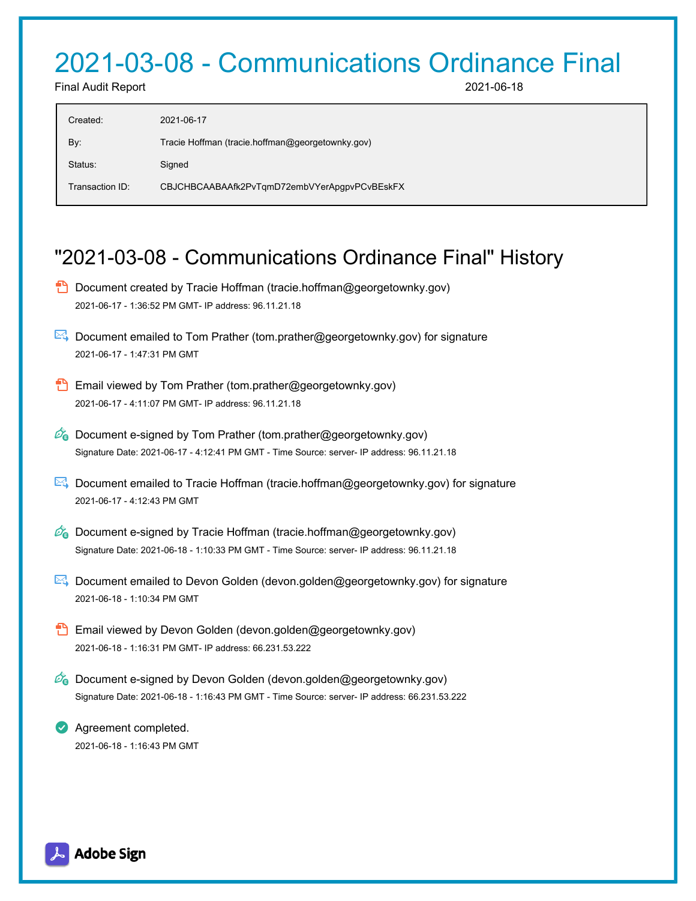# 2021-03-08 - Communications Ordinance Final

Final Audit Report 2021-06-18

| | |
|---|---|
| Created: | 2021-06-17 |
| By: | Tracie Hoffman (tracie.hoffman@georgetownky.gov) |
| Status: | Signed |
| Transaction ID: | CBJCHBCAABAAfk2PvTqmD72embVYerApgpvPCvBEskFX |

## "2021-03-08 - Communications Ordinance Final" History

- Document created by Tracie Hoffman (tracie.hoffman@georgetownky.gov)
  2021-06-17 - 1:36:52 PM GMT- IP address: 96.11.21.18

- Document emailed to Tom Prather (tom.prather@georgetownky.gov) for signature
  2021-06-17 - 1:47:31 PM GMT

- Email viewed by Tom Prather (tom.prather@georgetownky.gov)
  2021-06-17 - 4:11:07 PM GMT- IP address: 96.11.21.18

- Document e-signed by Tom Prather (tom.prather@georgetownky.gov)
  Signature Date: 2021-06-17 - 4:12:41 PM GMT - Time Source: server- IP address: 96.11.21.18

- Document emailed to Tracie Hoffman (tracie.hoffman@georgetownky.gov) for signature
  2021-06-17 - 4:12:43 PM GMT

- Document e-signed by Tracie Hoffman (tracie.hoffman@georgetownky.gov)
  Signature Date: 2021-06-18 - 1:10:33 PM GMT - Time Source: server- IP address: 96.11.21.18

- Document emailed to Devon Golden (devon.golden@georgetownky.gov) for signature
  2021-06-18 - 1:10:34 PM GMT

- Email viewed by Devon Golden (devon.golden@georgetownky.gov)
  2021-06-18 - 1:16:31 PM GMT- IP address: 66.231.53.222

- Document e-signed by Devon Golden (devon.golden@georgetownky.gov)
  Signature Date: 2021-06-18 - 1:16:43 PM GMT - Time Source: server- IP address: 66.231.53.222

- Agreement completed.
  2021-06-18 - 1:16:43 PM GMT

Adobe Sign